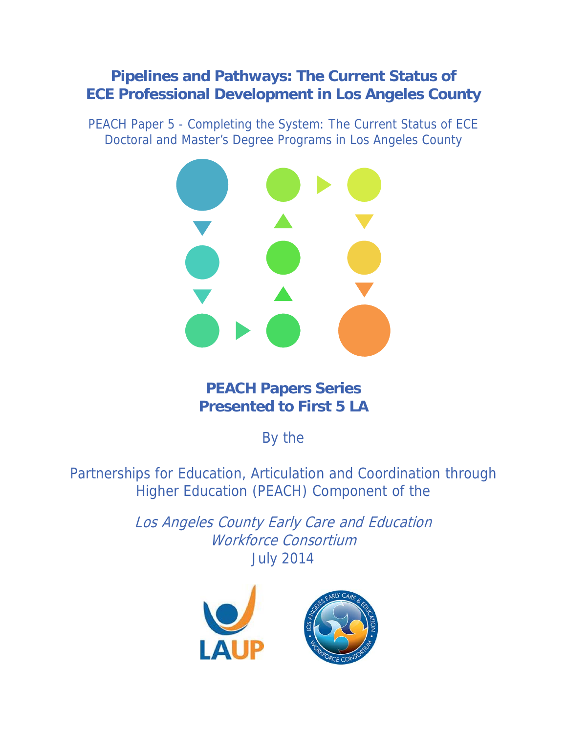# Pipelines and Pathways: The Current Status of ECE Professional Development in Los Angeles County

PEACH Paper 5 - Completing the System: The Current Status of ECE Doctoral and Master's Degree Programs in Los Angeles County

**PEACH Papers Series**
**Presented to First 5 LA**

By the

Partnerships for Education, Articulation and Coordination through Higher Education (PEACH) Component of the

*Los Angeles County Early Care and Education Workforce Consortium*
July 2014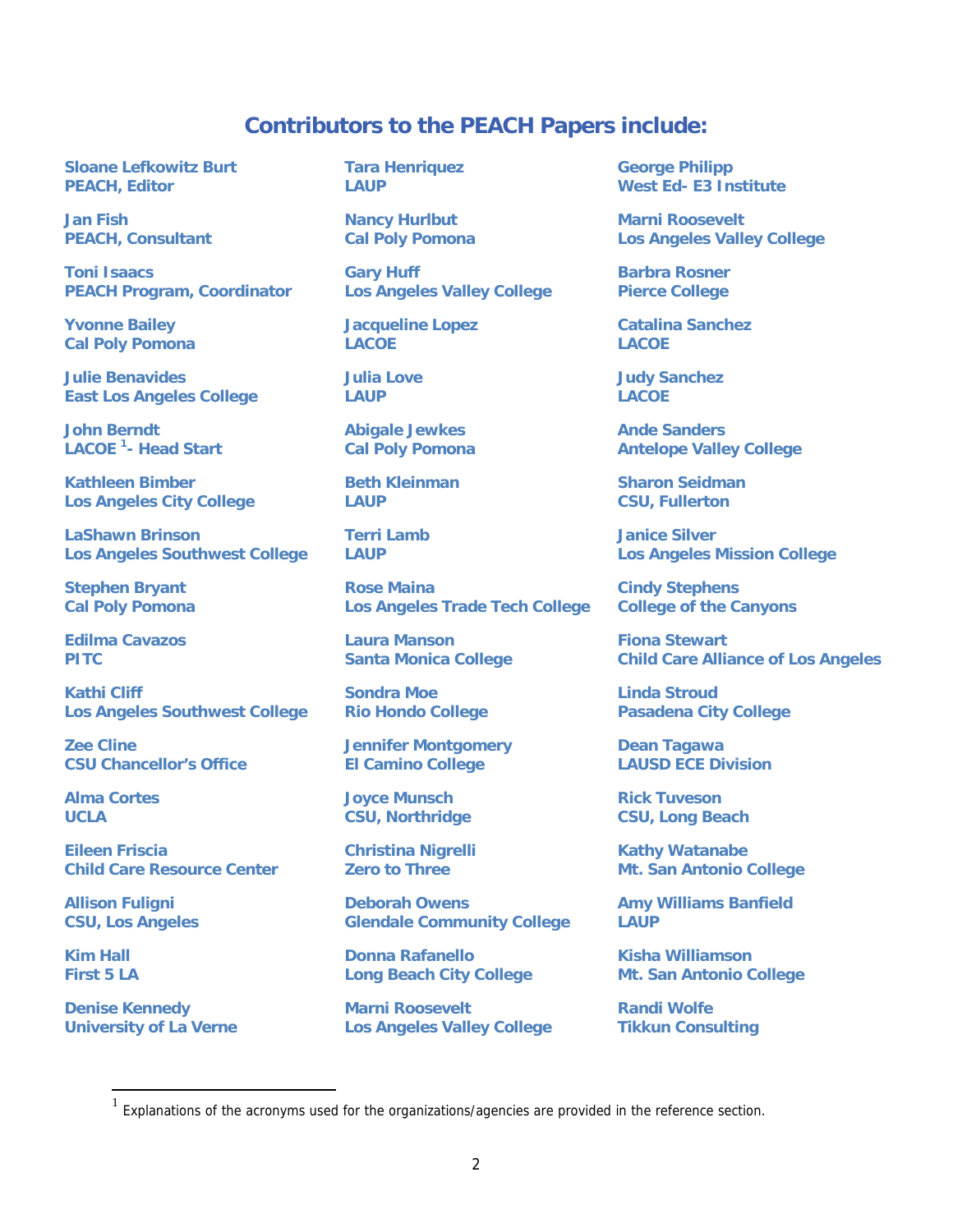## Contributors to the PEACH Papers include:

**Sloane Lefkowitz Burt**
**PEACH, Editor**

**Jan Fish**
**PEACH, Consultant**

**Toni Isaacs**
**PEACH Program, Coordinator**

**Yvonne Bailey**
**Cal Poly Pomona**

**Julie Benavides**
**East Los Angeles College**

**John Berndt**
**LACOE [1]- Head Start**

**Kathleen Bimber**
**Los Angeles City College**

**LaShawn Brinson**
**Los Angeles Southwest College**

**Stephen Bryant**
**Cal Poly Pomona**

**Edilma Cavazos**
**PITC**

**Kathi Cliff**
**Los Angeles Southwest College**

**Zee Cline**
**CSU Chancellor's Office**

**Alma Cortes**
**UCLA**

**Eileen Friscia**
**Child Care Resource Center**

**Allison Fuligni**
**CSU, Los Angeles**

**Kim Hall**
**First 5 LA**

**Denise Kennedy**
**University of La Verne**

**Tara Henriquez**
**LAUP**

**Nancy Hurlbut**
**Cal Poly Pomona**

**Gary Huff**
**Los Angeles Valley College**

**Jacqueline Lopez**
**LACOE**

**Julia Love**
**LAUP**

**Abigale Jewkes**
**Cal Poly Pomona**

**Beth Kleinman**
**LAUP**

**Terri Lamb**
**LAUP**

**Rose Maina**
**Los Angeles Trade Tech College**

**Laura Manson**
**Santa Monica College**

**Sondra Moe**
**Rio Hondo College**

**Jennifer Montgomery**
**El Camino College**

**Joyce Munsch**
**CSU, Northridge**

**Christina Nigrelli**
**Zero to Three**

**Deborah Owens**
**Glendale Community College**

**Donna Rafanello**
**Long Beach City College**

**Marni Roosevelt**
**Los Angeles Valley College**

**George Philipp**
**West Ed- E3 Institute**

**Marni Roosevelt**
**Los Angeles Valley College**

**Barbra Rosner**
**Pierce College**

**Catalina Sanchez**
**LACOE**

**Judy Sanchez**
**LACOE**

**Ande Sanders**
**Antelope Valley College**

**Sharon Seidman**
**CSU, Fullerton**

**Janice Silver**
**Los Angeles Mission College**

**Cindy Stephens**
**College of the Canyons**

**Fiona Stewart**
**Child Care Alliance of Los Angeles**

**Linda Stroud**
**Pasadena City College**

**Dean Tagawa**
**LAUSD ECE Division**

**Rick Tuveson**
**CSU, Long Beach**

**Kathy Watanabe**
**Mt. San Antonio College**

**Amy Williams Banfield**
**LAUP**

**Kisha Williamson**
**Mt. San Antonio College**

**Randi Wolfe**
**Tikkun Consulting**

---

[1] Explanations of the acronyms used for the organizations/agencies are provided in the reference section.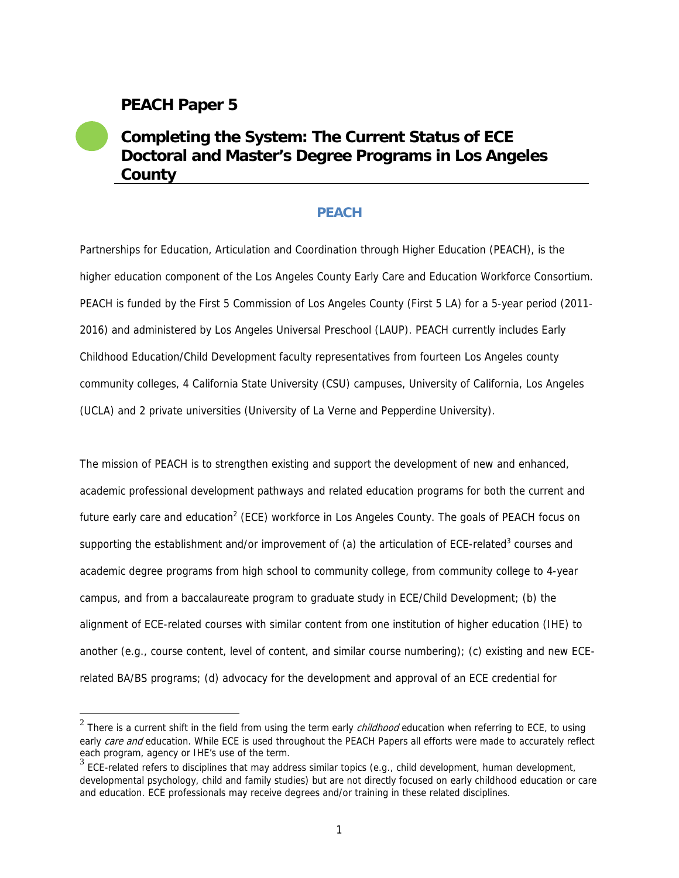# PEACH Paper 5

## Completing the System: The Current Status of ECE Doctoral and Master's Degree Programs in Los Angeles County

### PEACH

Partnerships for Education, Articulation and Coordination through Higher Education (PEACH), is the higher education component of the Los Angeles County Early Care and Education Workforce Consortium. PEACH is funded by the First 5 Commission of Los Angeles County (First 5 LA) for a 5-year period (2011-2016) and administered by Los Angeles Universal Preschool (LAUP). PEACH currently includes Early Childhood Education/Child Development faculty representatives from fourteen Los Angeles county community colleges, 4 California State University (CSU) campuses, University of California, Los Angeles (UCLA) and 2 private universities (University of La Verne and Pepperdine University).

The mission of PEACH is to strengthen existing and support the development of new and enhanced, academic professional development pathways and related education programs for both the current and future early care and education[2] (ECE) workforce in Los Angeles County. The goals of PEACH focus on supporting the establishment and/or improvement of (a) the articulation of ECE-related[3] courses and academic degree programs from high school to community college, from community college to 4-year campus, and from a baccalaureate program to graduate study in ECE/Child Development; (b) the alignment of ECE-related courses with similar content from one institution of higher education (IHE) to another (e.g., course content, level of content, and similar course numbering); (c) existing and new ECE-related BA/BS programs; (d) advocacy for the development and approval of an ECE credential for

[2] There is a current shift in the field from using the term early *childhood* education when referring to ECE, to using early *care and* education. While ECE is used throughout the PEACH Papers all efforts were made to accurately reflect each program, agency or IHE's use of the term.

[3] ECE-related refers to disciplines that may address similar topics (e.g., child development, human development, developmental psychology, child and family studies) but are not directly focused on early childhood education or care and education. ECE professionals may receive degrees and/or training in these related disciplines.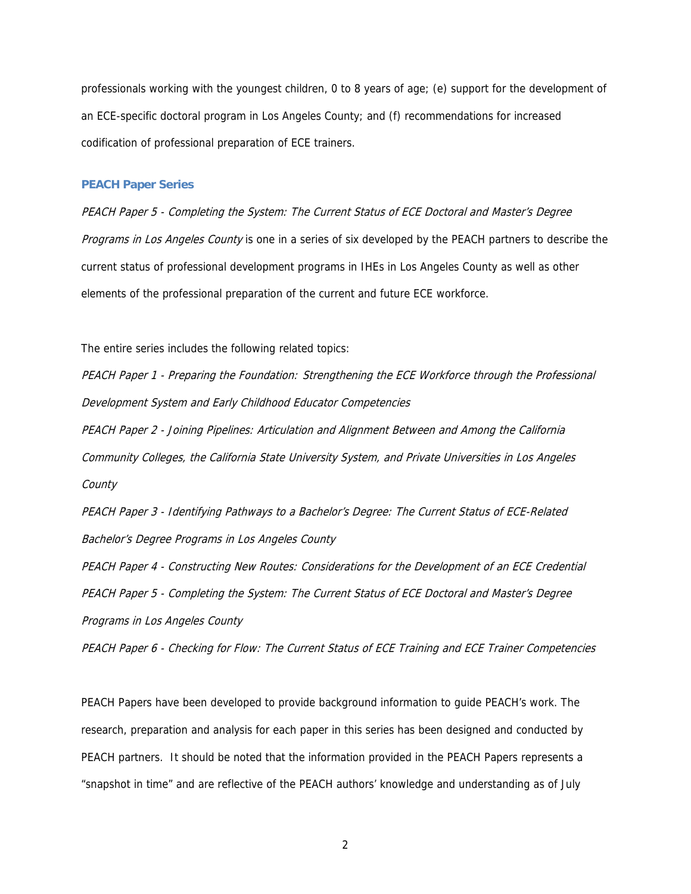professionals working with the youngest children, 0 to 8 years of age; (e) support for the development of an ECE-specific doctoral program in Los Angeles County; and (f) recommendations for increased codification of professional preparation of ECE trainers.

### PEACH Paper Series

*PEACH Paper 5 - Completing the System: The Current Status of ECE Doctoral and Master's Degree Programs in Los Angeles County* is one in a series of six developed by the PEACH partners to describe the current status of professional development programs in IHEs in Los Angeles County as well as other elements of the professional preparation of the current and future ECE workforce.

The entire series includes the following related topics:

*PEACH Paper 1 - Preparing the Foundation: Strengthening the ECE Workforce through the Professional Development System and Early Childhood Educator Competencies*

*PEACH Paper 2 - Joining Pipelines: Articulation and Alignment Between and Among the California Community Colleges, the California State University System, and Private Universities in Los Angeles County*

*PEACH Paper 3 - Identifying Pathways to a Bachelor's Degree: The Current Status of ECE-Related Bachelor's Degree Programs in Los Angeles County*

*PEACH Paper 4 - Constructing New Routes: Considerations for the Development of an ECE Credential*

*PEACH Paper 5 - Completing the System: The Current Status of ECE Doctoral and Master's Degree Programs in Los Angeles County*

*PEACH Paper 6 - Checking for Flow: The Current Status of ECE Training and ECE Trainer Competencies*

PEACH Papers have been developed to provide background information to guide PEACH's work. The research, preparation and analysis for each paper in this series has been designed and conducted by PEACH partners. It should be noted that the information provided in the PEACH Papers represents a "snapshot in time" and are reflective of the PEACH authors' knowledge and understanding as of July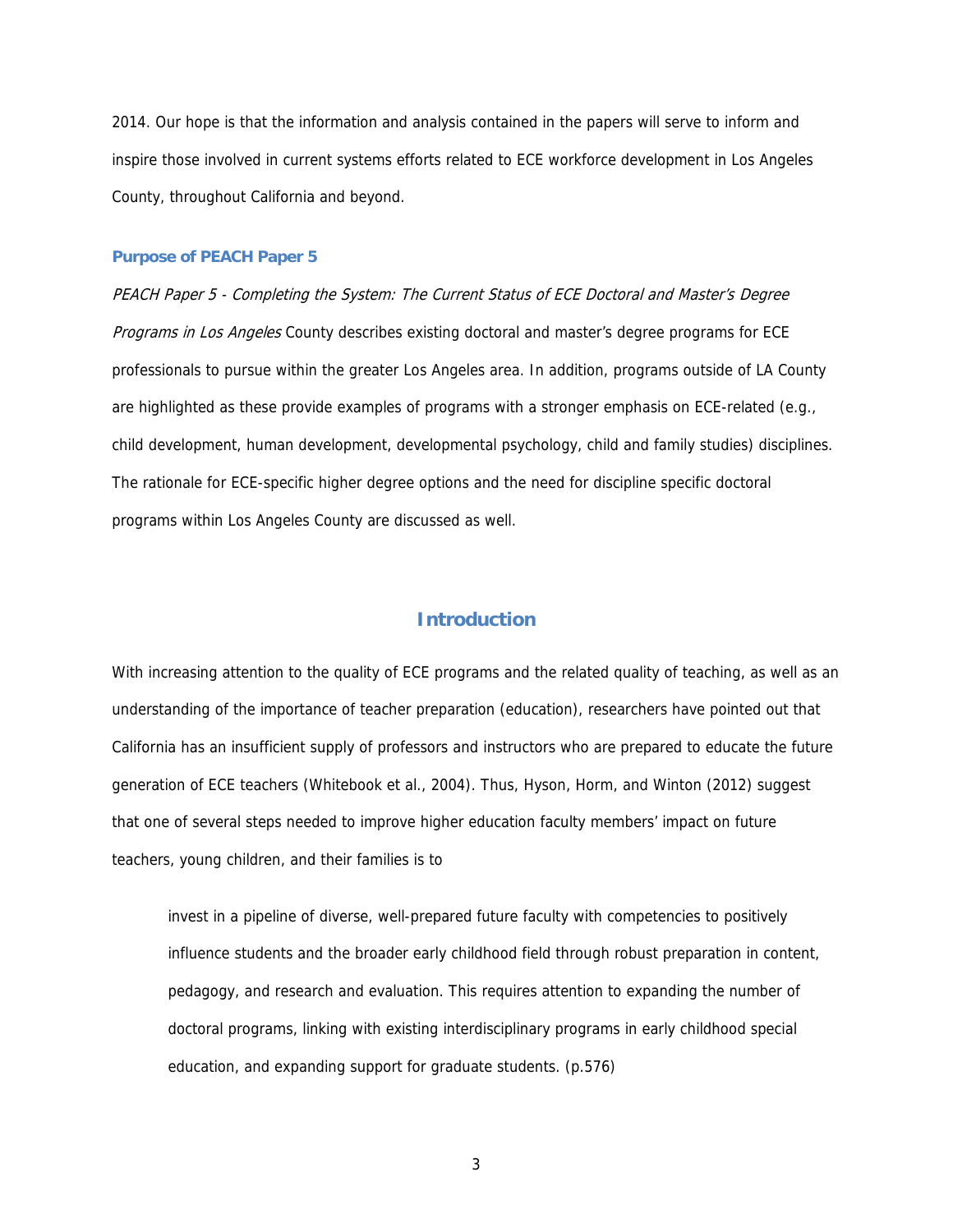2014. Our hope is that the information and analysis contained in the papers will serve to inform and inspire those involved in current systems efforts related to ECE workforce development in Los Angeles County, throughout California and beyond.

### Purpose of PEACH Paper 5

*PEACH Paper 5 - Completing the System: The Current Status of ECE Doctoral and Master's Degree Programs in Los Angeles* County describes existing doctoral and master's degree programs for ECE professionals to pursue within the greater Los Angeles area. In addition, programs outside of LA County are highlighted as these provide examples of programs with a stronger emphasis on ECE-related (e.g., child development, human development, developmental psychology, child and family studies) disciplines. The rationale for ECE-specific higher degree options and the need for discipline specific doctoral programs within Los Angeles County are discussed as well.

## Introduction

With increasing attention to the quality of ECE programs and the related quality of teaching, as well as an understanding of the importance of teacher preparation (education), researchers have pointed out that California has an insufficient supply of professors and instructors who are prepared to educate the future generation of ECE teachers (Whitebook et al., 2004). Thus, Hyson, Horm, and Winton (2012) suggest that one of several steps needed to improve higher education faculty members' impact on future teachers, young children, and their families is to

> invest in a pipeline of diverse, well-prepared future faculty with competencies to positively influence students and the broader early childhood field through robust preparation in content, pedagogy, and research and evaluation. This requires attention to expanding the number of doctoral programs, linking with existing interdisciplinary programs in early childhood special education, and expanding support for graduate students. (p.576)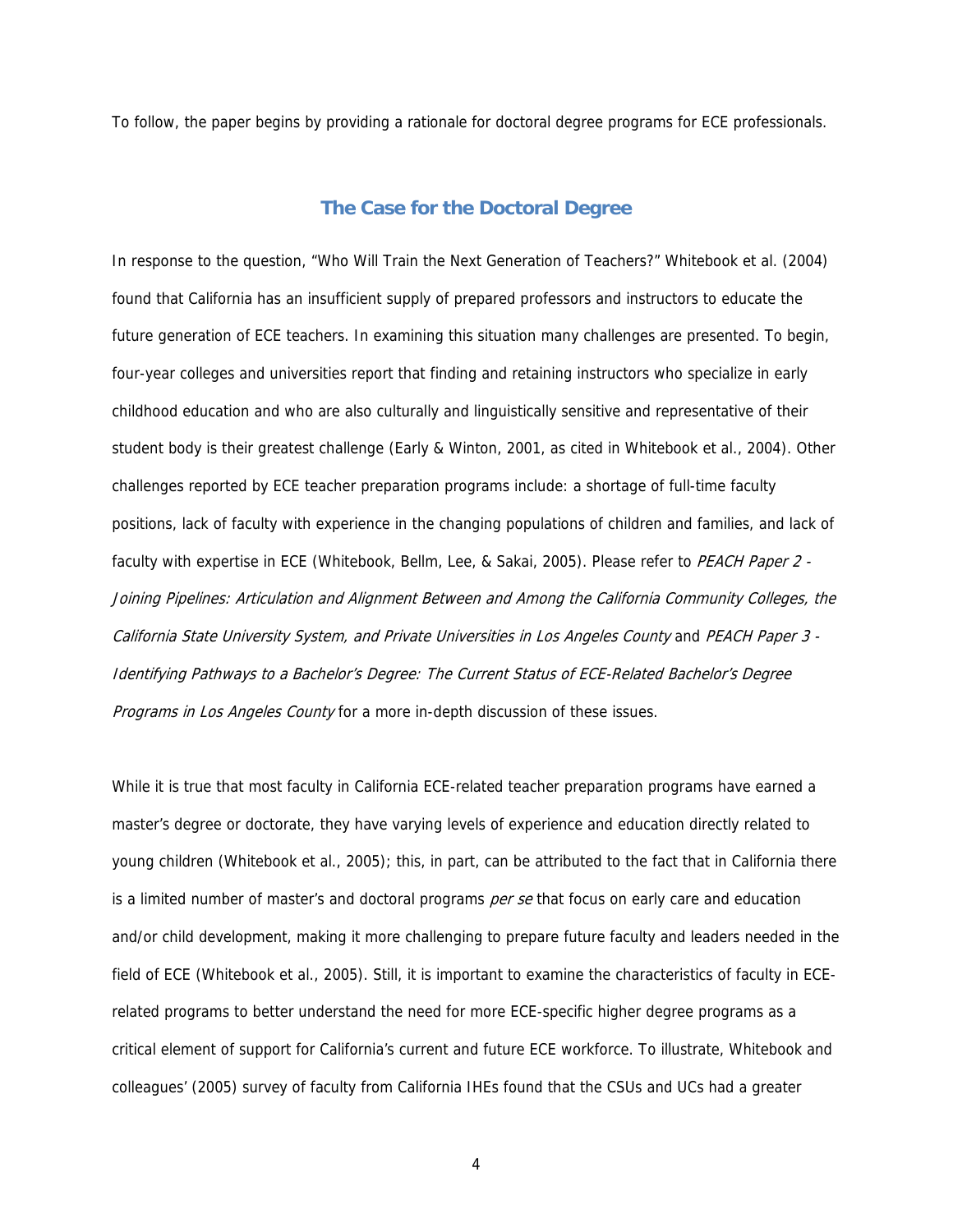To follow, the paper begins by providing a rationale for doctoral degree programs for ECE professionals.

## The Case for the Doctoral Degree

In response to the question, "Who Will Train the Next Generation of Teachers?" Whitebook et al. (2004) found that California has an insufficient supply of prepared professors and instructors to educate the future generation of ECE teachers. In examining this situation many challenges are presented. To begin, four-year colleges and universities report that finding and retaining instructors who specialize in early childhood education and who are also culturally and linguistically sensitive and representative of their student body is their greatest challenge (Early & Winton, 2001, as cited in Whitebook et al., 2004). Other challenges reported by ECE teacher preparation programs include: a shortage of full-time faculty positions, lack of faculty with experience in the changing populations of children and families, and lack of faculty with expertise in ECE (Whitebook, Bellm, Lee, & Sakai, 2005). Please refer to *PEACH Paper 2 - Joining Pipelines: Articulation and Alignment Between and Among the California Community Colleges, the California State University System, and Private Universities in Los Angeles County* and *PEACH Paper 3 - Identifying Pathways to a Bachelor's Degree: The Current Status of ECE-Related Bachelor's Degree Programs in Los Angeles County* for a more in-depth discussion of these issues.

While it is true that most faculty in California ECE-related teacher preparation programs have earned a master's degree or doctorate, they have varying levels of experience and education directly related to young children (Whitebook et al., 2005); this, in part, can be attributed to the fact that in California there is a limited number of master's and doctoral programs *per se* that focus on early care and education and/or child development, making it more challenging to prepare future faculty and leaders needed in the field of ECE (Whitebook et al., 2005). Still, it is important to examine the characteristics of faculty in ECE-related programs to better understand the need for more ECE-specific higher degree programs as a critical element of support for California's current and future ECE workforce. To illustrate, Whitebook and colleagues' (2005) survey of faculty from California IHEs found that the CSUs and UCs had a greater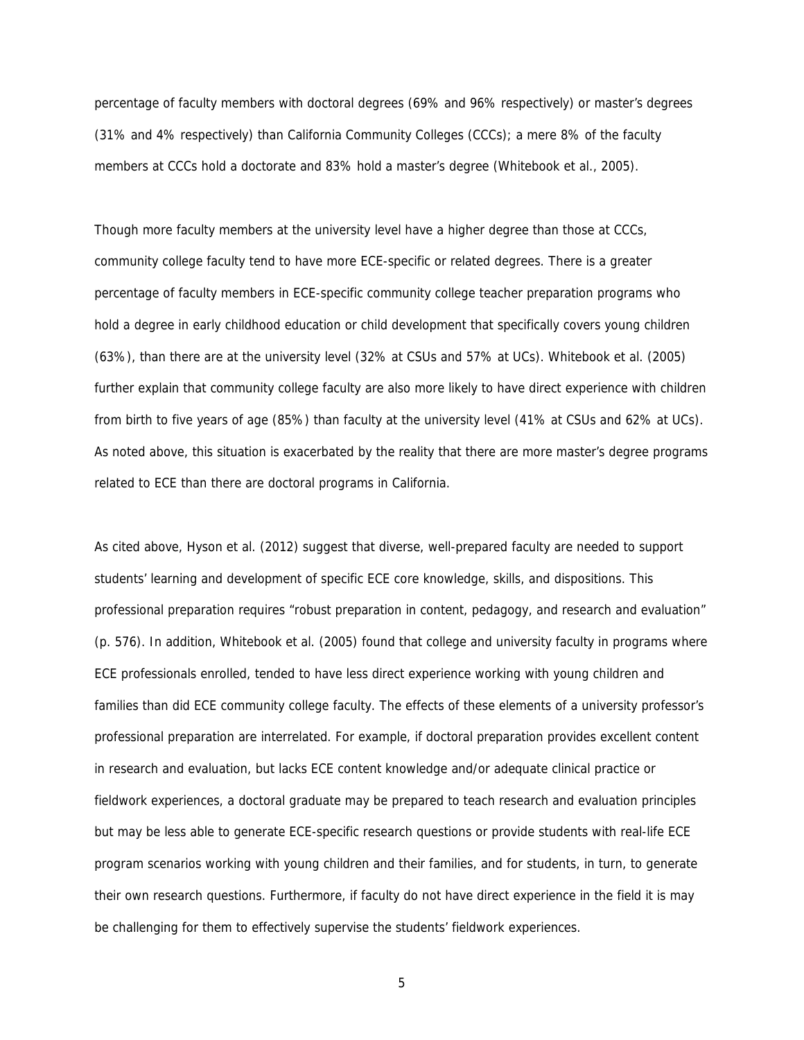percentage of faculty members with doctoral degrees (69% and 96% respectively) or master's degrees (31% and 4% respectively) than California Community Colleges (CCCs); a mere 8% of the faculty members at CCCs hold a doctorate and 83% hold a master's degree (Whitebook et al., 2005).

Though more faculty members at the university level have a higher degree than those at CCCs, community college faculty tend to have more ECE-specific or related degrees. There is a greater percentage of faculty members in ECE-specific community college teacher preparation programs who hold a degree in early childhood education or child development that specifically covers young children (63%), than there are at the university level (32% at CSUs and 57% at UCs). Whitebook et al. (2005) further explain that community college faculty are also more likely to have direct experience with children from birth to five years of age (85%) than faculty at the university level (41% at CSUs and 62% at UCs). As noted above, this situation is exacerbated by the reality that there are more master's degree programs related to ECE than there are doctoral programs in California.

As cited above, Hyson et al. (2012) suggest that diverse, well-prepared faculty are needed to support students' learning and development of specific ECE core knowledge, skills, and dispositions. This professional preparation requires "robust preparation in content, pedagogy, and research and evaluation" (p. 576). In addition, Whitebook et al. (2005) found that college and university faculty in programs where ECE professionals enrolled, tended to have less direct experience working with young children and families than did ECE community college faculty. The effects of these elements of a university professor's professional preparation are interrelated. For example, if doctoral preparation provides excellent content in research and evaluation, but lacks ECE content knowledge and/or adequate clinical practice or fieldwork experiences, a doctoral graduate may be prepared to teach research and evaluation principles but may be less able to generate ECE-specific research questions or provide students with real-life ECE program scenarios working with young children and their families, and for students, in turn, to generate their own research questions. Furthermore, if faculty do not have direct experience in the field it is may be challenging for them to effectively supervise the students' fieldwork experiences.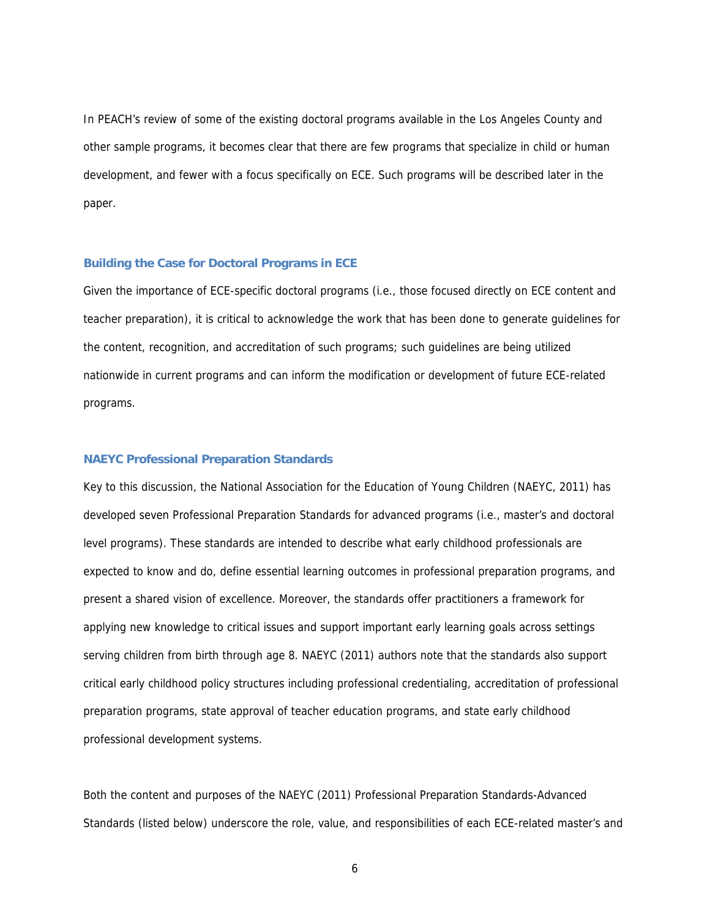In PEACH's review of some of the existing doctoral programs available in the Los Angeles County and other sample programs, it becomes clear that there are few programs that specialize in child or human development, and fewer with a focus specifically on ECE. Such programs will be described later in the paper.

### Building the Case for Doctoral Programs in ECE

Given the importance of ECE-specific doctoral programs (i.e., those focused directly on ECE content and teacher preparation), it is critical to acknowledge the work that has been done to generate guidelines for the content, recognition, and accreditation of such programs; such guidelines are being utilized nationwide in current programs and can inform the modification or development of future ECE-related programs.

### NAEYC Professional Preparation Standards

Key to this discussion, the National Association for the Education of Young Children (NAEYC, 2011) has developed seven Professional Preparation Standards for advanced programs (i.e., master's and doctoral level programs). These standards are intended to describe what early childhood professionals are expected to know and do, define essential learning outcomes in professional preparation programs, and present a shared vision of excellence. Moreover, the standards offer practitioners a framework for applying new knowledge to critical issues and support important early learning goals across settings serving children from birth through age 8. NAEYC (2011) authors note that the standards also support critical early childhood policy structures including professional credentialing, accreditation of professional preparation programs, state approval of teacher education programs, and state early childhood professional development systems.

Both the content and purposes of the NAEYC (2011) Professional Preparation Standards-Advanced Standards (listed below) underscore the role, value, and responsibilities of each ECE-related master's and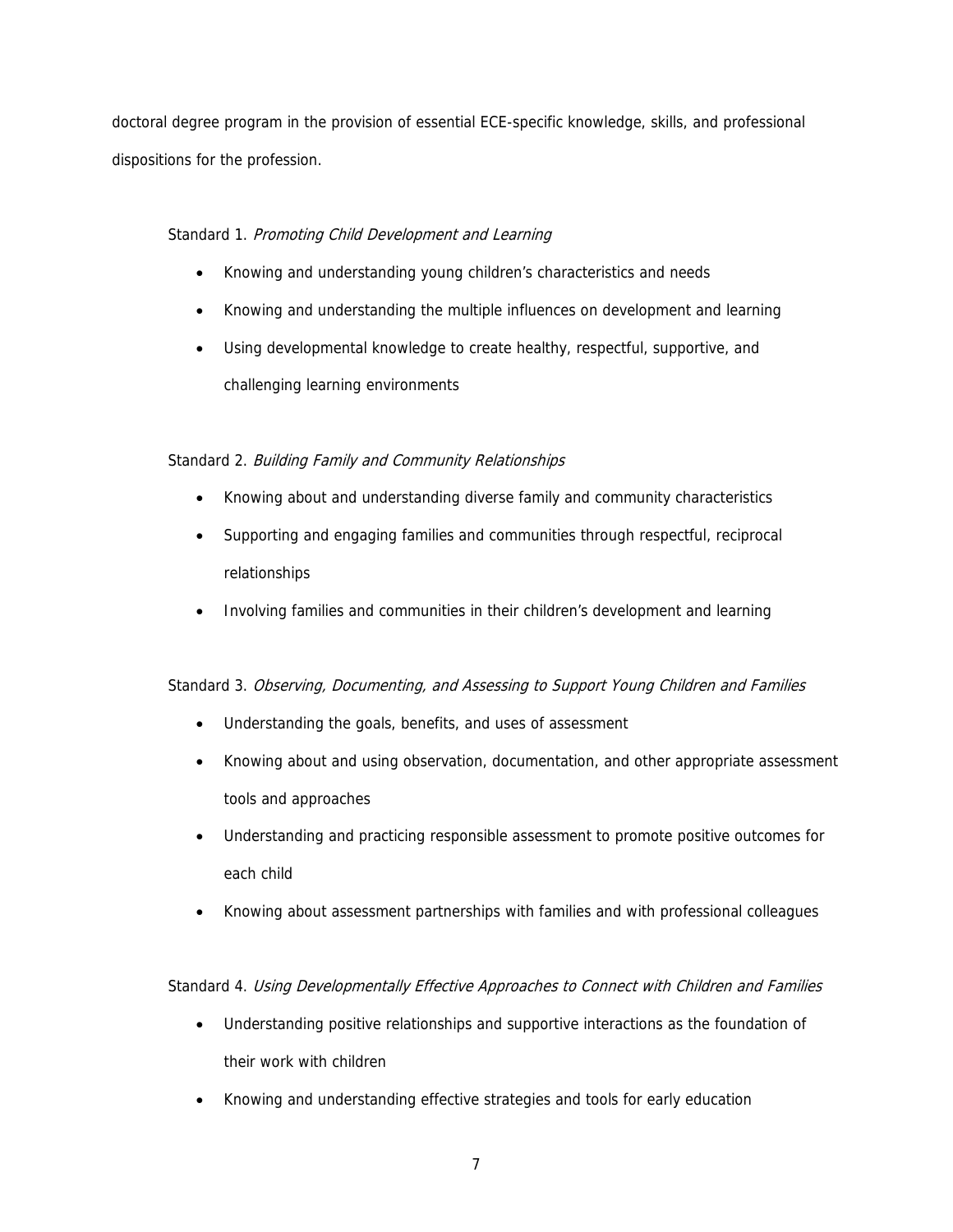doctoral degree program in the provision of essential ECE-specific knowledge, skills, and professional dispositions for the profession.

Standard 1. *Promoting Child Development and Learning*

- Knowing and understanding young children's characteristics and needs
- Knowing and understanding the multiple influences on development and learning
- Using developmental knowledge to create healthy, respectful, supportive, and challenging learning environments

Standard 2. *Building Family and Community Relationships*

- Knowing about and understanding diverse family and community characteristics
- Supporting and engaging families and communities through respectful, reciprocal relationships
- Involving families and communities in their children's development and learning

Standard 3. *Observing, Documenting, and Assessing to Support Young Children and Families*

- Understanding the goals, benefits, and uses of assessment
- Knowing about and using observation, documentation, and other appropriate assessment tools and approaches
- Understanding and practicing responsible assessment to promote positive outcomes for each child
- Knowing about assessment partnerships with families and with professional colleagues

Standard 4. *Using Developmentally Effective Approaches to Connect with Children and Families*

- Understanding positive relationships and supportive interactions as the foundation of their work with children
- Knowing and understanding effective strategies and tools for early education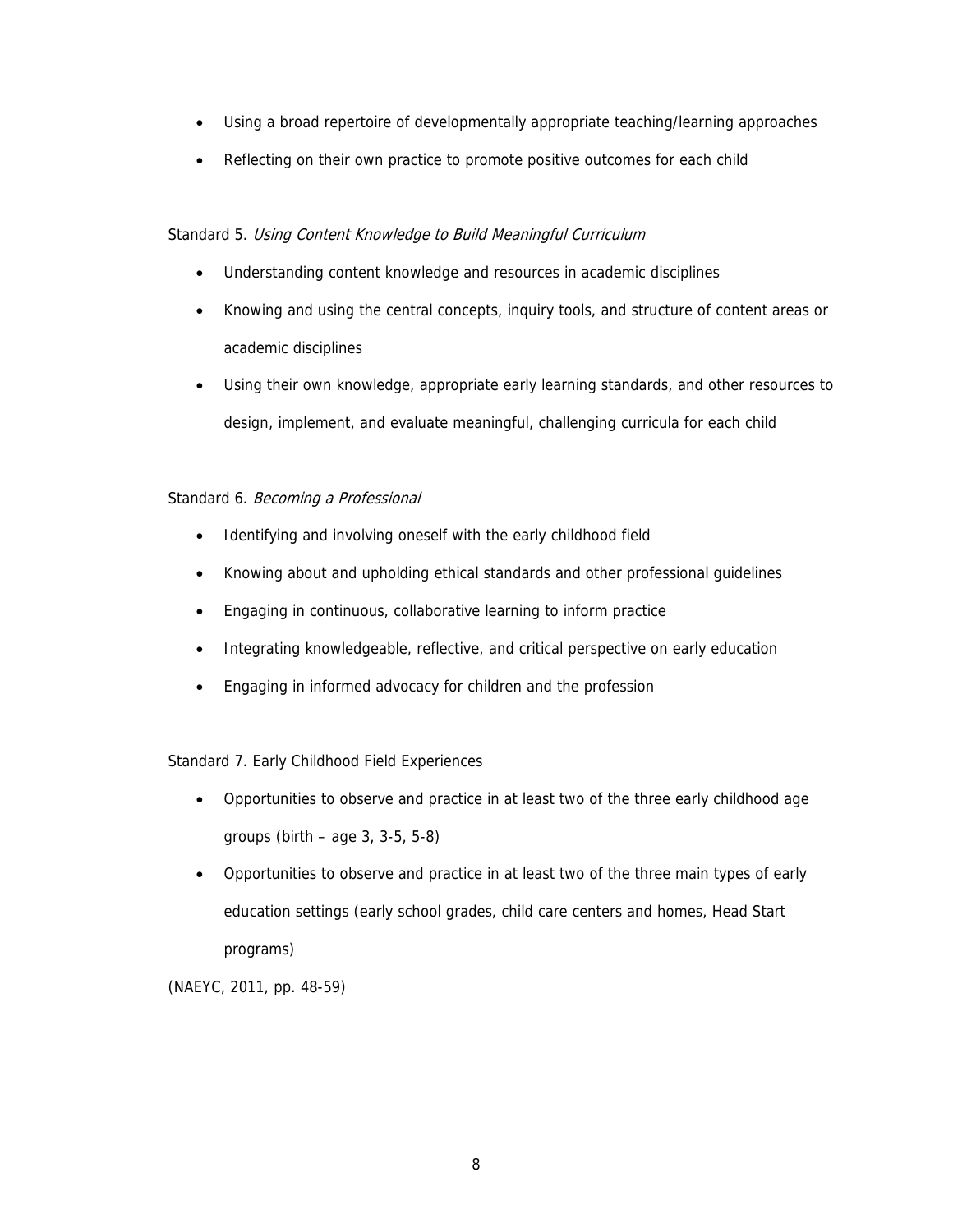- Using a broad repertoire of developmentally appropriate teaching/learning approaches
- Reflecting on their own practice to promote positive outcomes for each child

Standard 5. *Using Content Knowledge to Build Meaningful Curriculum*

- Understanding content knowledge and resources in academic disciplines
- Knowing and using the central concepts, inquiry tools, and structure of content areas or academic disciplines
- Using their own knowledge, appropriate early learning standards, and other resources to design, implement, and evaluate meaningful, challenging curricula for each child

Standard 6. *Becoming a Professional*

- Identifying and involving oneself with the early childhood field
- Knowing about and upholding ethical standards and other professional guidelines
- Engaging in continuous, collaborative learning to inform practice
- Integrating knowledgeable, reflective, and critical perspective on early education
- Engaging in informed advocacy for children and the profession

Standard 7. Early Childhood Field Experiences

- Opportunities to observe and practice in at least two of the three early childhood age groups (birth – age 3, 3-5, 5-8)
- Opportunities to observe and practice in at least two of the three main types of early education settings (early school grades, child care centers and homes, Head Start programs)

(NAEYC, 2011, pp. 48-59)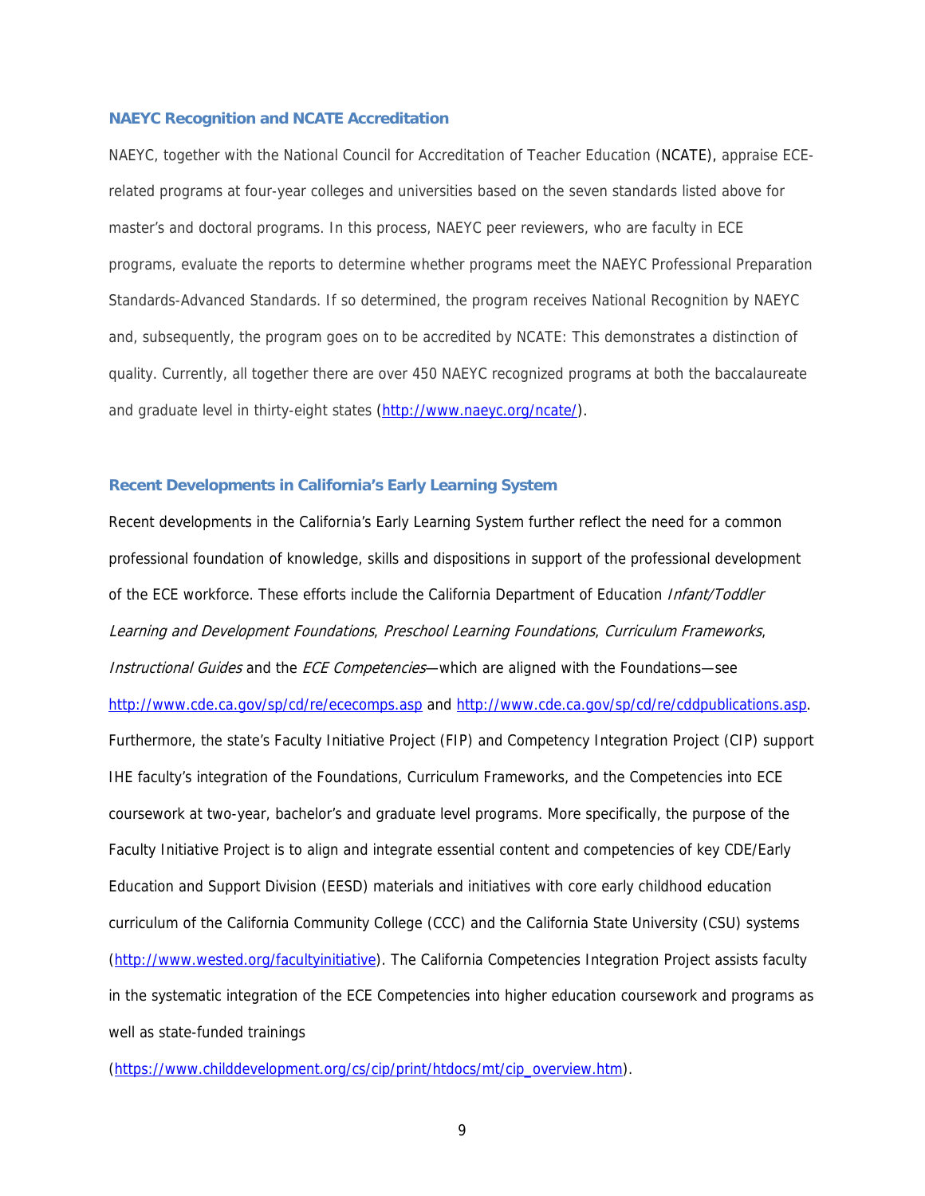### NAEYC Recognition and NCATE Accreditation

NAEYC, together with the National Council for Accreditation of Teacher Education (NCATE), appraise ECE-related programs at four-year colleges and universities based on the seven standards listed above for master's and doctoral programs. In this process, NAEYC peer reviewers, who are faculty in ECE programs, evaluate the reports to determine whether programs meet the NAEYC Professional Preparation Standards-Advanced Standards. If so determined, the program receives National Recognition by NAEYC and, subsequently, the program goes on to be accredited by NCATE: This demonstrates a distinction of quality. Currently, all together there are over 450 NAEYC recognized programs at both the baccalaureate and graduate level in thirty-eight states (http://www.naeyc.org/ncate/).

### Recent Developments in California's Early Learning System

Recent developments in the California's Early Learning System further reflect the need for a common professional foundation of knowledge, skills and dispositions in support of the professional development of the ECE workforce. These efforts include the California Department of Education *Infant/Toddler Learning and Development Foundations*, *Preschool Learning Foundations*, *Curriculum Frameworks*, *Instructional Guides* and the *ECE Competencies*—which are aligned with the Foundations—see http://www.cde.ca.gov/sp/cd/re/ececomps.asp and http://www.cde.ca.gov/sp/cd/re/cddpublications.asp. Furthermore, the state's Faculty Initiative Project (FIP) and Competency Integration Project (CIP) support IHE faculty's integration of the Foundations, Curriculum Frameworks, and the Competencies into ECE coursework at two-year, bachelor's and graduate level programs. More specifically, the purpose of the Faculty Initiative Project is to align and integrate essential content and competencies of key CDE/Early Education and Support Division (EESD) materials and initiatives with core early childhood education curriculum of the California Community College (CCC) and the California State University (CSU) systems (http://www.wested.org/facultyinitiative). The California Competencies Integration Project assists faculty in the systematic integration of the ECE Competencies into higher education coursework and programs as well as state-funded trainings

(https://www.childdevelopment.org/cs/cip/print/htdocs/mt/cip_overview.htm).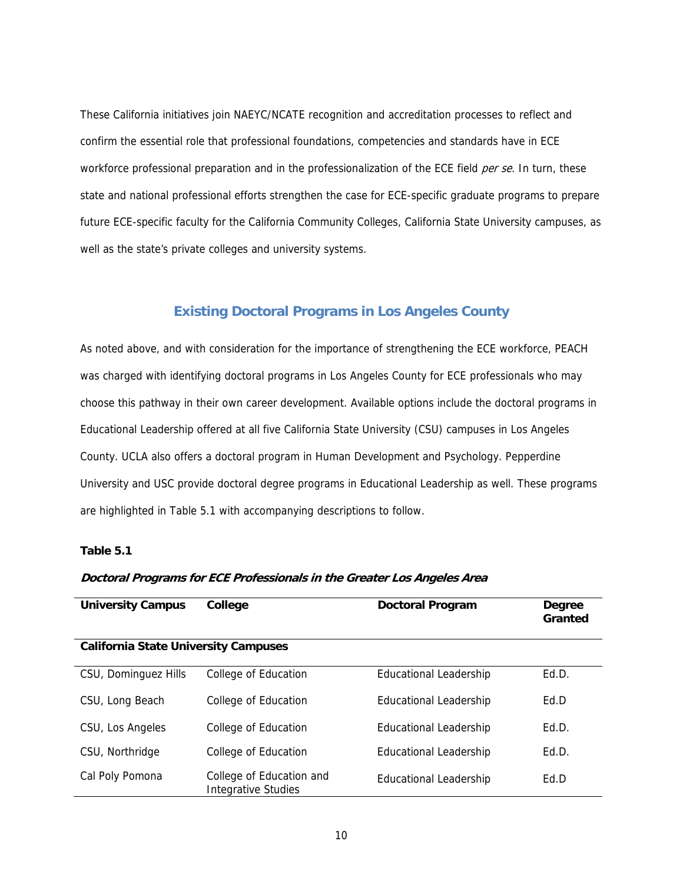These California initiatives join NAEYC/NCATE recognition and accreditation processes to reflect and confirm the essential role that professional foundations, competencies and standards have in ECE workforce professional preparation and in the professionalization of the ECE field *per se*. In turn, these state and national professional efforts strengthen the case for ECE-specific graduate programs to prepare future ECE-specific faculty for the California Community Colleges, California State University campuses, as well as the state's private colleges and university systems.

## Existing Doctoral Programs in Los Angeles County

As noted above, and with consideration for the importance of strengthening the ECE workforce, PEACH was charged with identifying doctoral programs in Los Angeles County for ECE professionals who may choose this pathway in their own career development. Available options include the doctoral programs in Educational Leadership offered at all five California State University (CSU) campuses in Los Angeles County. UCLA also offers a doctoral program in Human Development and Psychology. Pepperdine University and USC provide doctoral degree programs in Educational Leadership as well. These programs are highlighted in Table 5.1 with accompanying descriptions to follow.

**Table 5.1**

***Doctoral Programs for ECE Professionals in the Greater Los Angeles Area***

| University Campus | College | Doctoral Program | Degree Granted |
|---|---|---|---|
| **California State University Campuses** | | | |
| CSU, Dominguez Hills | College of Education | Educational Leadership | Ed.D. |
| CSU, Long Beach | College of Education | Educational Leadership | Ed.D |
| CSU, Los Angeles | College of Education | Educational Leadership | Ed.D. |
| CSU, Northridge | College of Education | Educational Leadership | Ed.D. |
| Cal Poly Pomona | College of Education and Integrative Studies | Educational Leadership | Ed.D |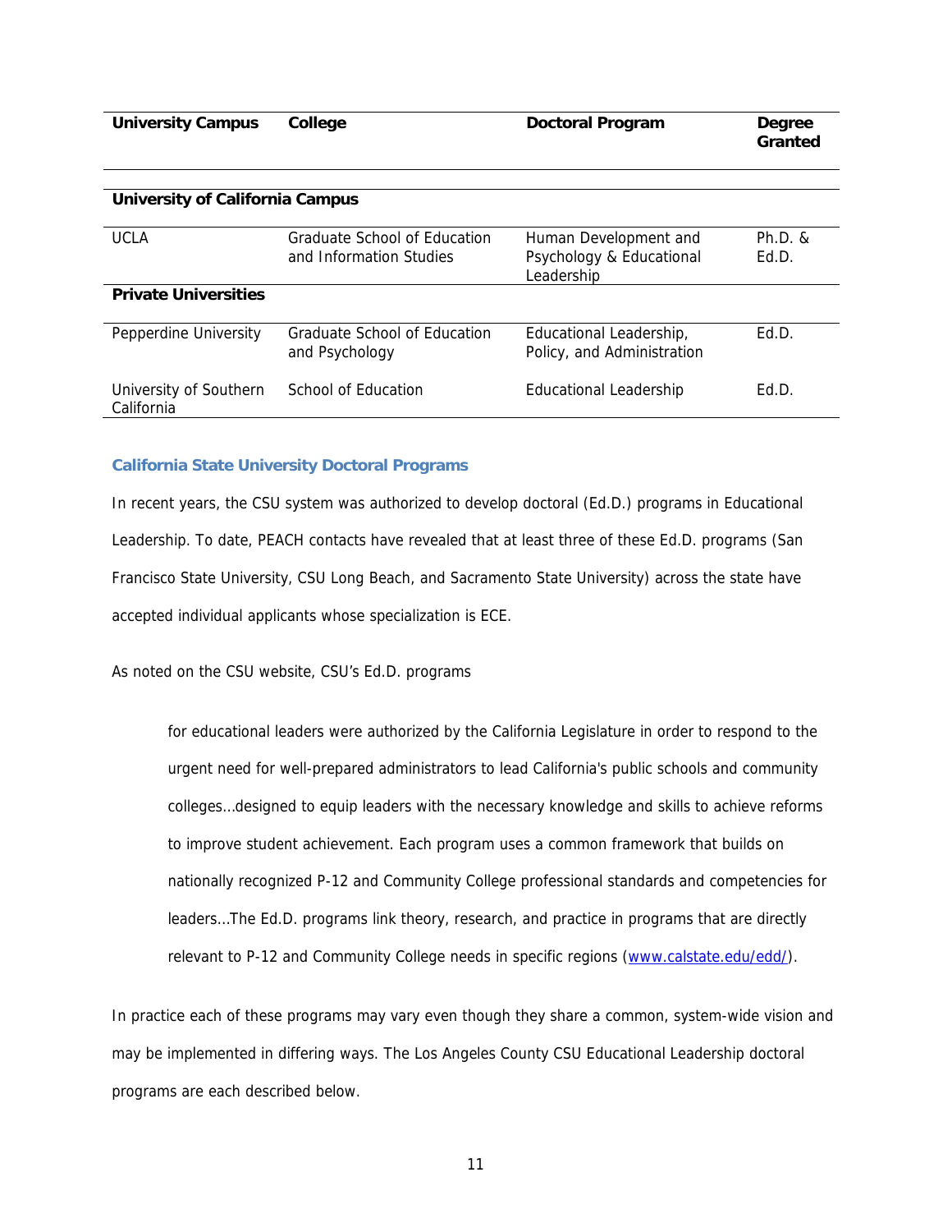| University Campus | College | Doctoral Program | Degree Granted |
|---|---|---|---|
| **University of California Campus** | | | |
| UCLA | Graduate School of Education and Information Studies | Human Development and Psychology & Educational Leadership | Ph.D. & Ed.D. |
| **Private Universities** | | | |
| Pepperdine University | Graduate School of Education and Psychology | Educational Leadership, Policy, and Administration | Ed.D. |
| University of Southern California | School of Education | Educational Leadership | Ed.D. |

### California State University Doctoral Programs

In recent years, the CSU system was authorized to develop doctoral (Ed.D.) programs in Educational Leadership. To date, PEACH contacts have revealed that at least three of these Ed.D. programs (San Francisco State University, CSU Long Beach, and Sacramento State University) across the state have accepted individual applicants whose specialization is ECE.

As noted on the CSU website, CSU's Ed.D. programs

> for educational leaders were authorized by the California Legislature in order to respond to the urgent need for well-prepared administrators to lead California's public schools and community colleges…designed to equip leaders with the necessary knowledge and skills to achieve reforms to improve student achievement. Each program uses a common framework that builds on nationally recognized P-12 and Community College professional standards and competencies for leaders…The Ed.D. programs link theory, research, and practice in programs that are directly relevant to P-12 and Community College needs in specific regions (www.calstate.edu/edd/).

In practice each of these programs may vary even though they share a common, system-wide vision and may be implemented in differing ways. The Los Angeles County CSU Educational Leadership doctoral programs are each described below.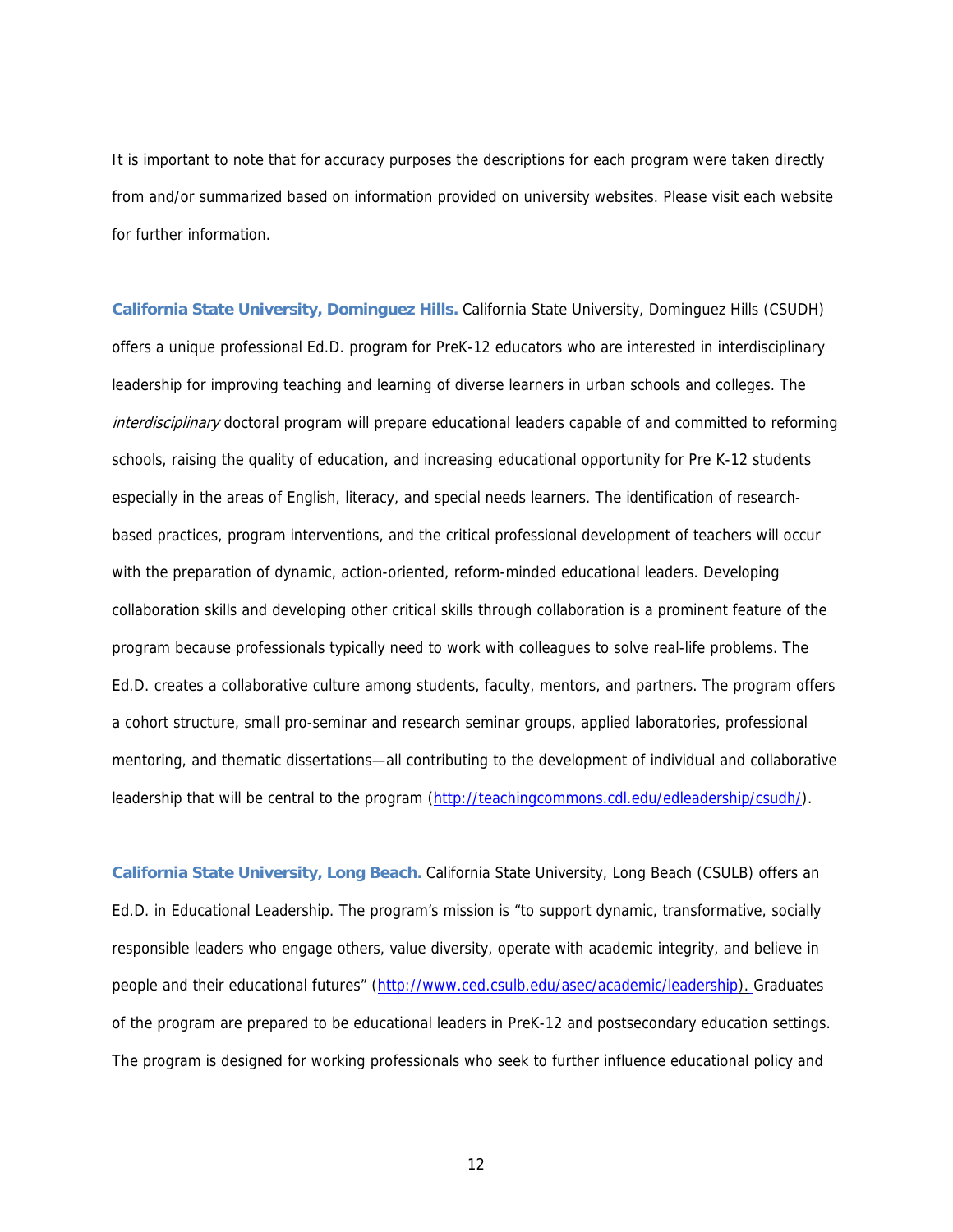It is important to note that for accuracy purposes the descriptions for each program were taken directly from and/or summarized based on information provided on university websites. Please visit each website for further information.

**California State University, Dominguez Hills.** California State University, Dominguez Hills (CSUDH) offers a unique professional Ed.D. program for PreK-12 educators who are interested in interdisciplinary leadership for improving teaching and learning of diverse learners in urban schools and colleges. The *interdisciplinary* doctoral program will prepare educational leaders capable of and committed to reforming schools, raising the quality of education, and increasing educational opportunity for Pre K-12 students especially in the areas of English, literacy, and special needs learners. The identification of research-based practices, program interventions, and the critical professional development of teachers will occur with the preparation of dynamic, action-oriented, reform-minded educational leaders. Developing collaboration skills and developing other critical skills through collaboration is a prominent feature of the program because professionals typically need to work with colleagues to solve real-life problems. The Ed.D. creates a collaborative culture among students, faculty, mentors, and partners. The program offers a cohort structure, small pro-seminar and research seminar groups, applied laboratories, professional mentoring, and thematic dissertations—all contributing to the development of individual and collaborative leadership that will be central to the program (http://teachingcommons.cdl.edu/edleadership/csudh/).

**California State University, Long Beach.** California State University, Long Beach (CSULB) offers an Ed.D. in Educational Leadership. The program's mission is "to support dynamic, transformative, socially responsible leaders who engage others, value diversity, operate with academic integrity, and believe in people and their educational futures" (http://www.ced.csulb.edu/asec/academic/leadership). Graduates of the program are prepared to be educational leaders in PreK-12 and postsecondary education settings. The program is designed for working professionals who seek to further influence educational policy and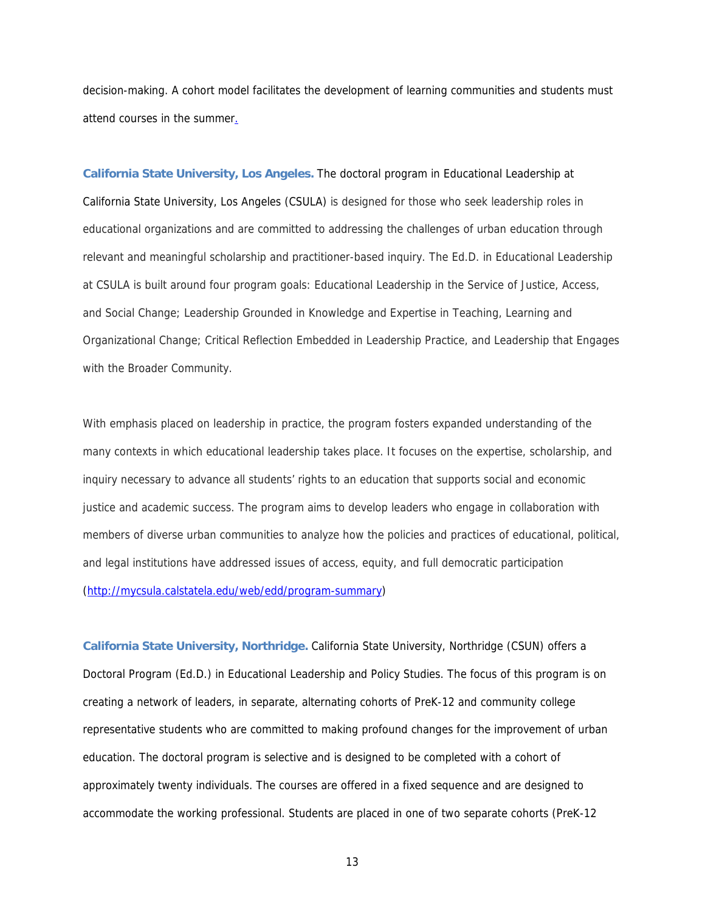decision-making. A cohort model facilitates the development of learning communities and students must attend courses in the summer.

**California State University, Los Angeles.** The doctoral program in Educational Leadership at California State University, Los Angeles (CSULA) is designed for those who seek leadership roles in educational organizations and are committed to addressing the challenges of urban education through relevant and meaningful scholarship and practitioner-based inquiry. The Ed.D. in Educational Leadership at CSULA is built around four program goals: Educational Leadership in the Service of Justice, Access, and Social Change; Leadership Grounded in Knowledge and Expertise in Teaching, Learning and Organizational Change; Critical Reflection Embedded in Leadership Practice, and Leadership that Engages with the Broader Community.

With emphasis placed on leadership in practice, the program fosters expanded understanding of the many contexts in which educational leadership takes place. It focuses on the expertise, scholarship, and inquiry necessary to advance all students' rights to an education that supports social and economic justice and academic success. The program aims to develop leaders who engage in collaboration with members of diverse urban communities to analyze how the policies and practices of educational, political, and legal institutions have addressed issues of access, equity, and full democratic participation (http://mycsula.calstatela.edu/web/edd/program-summary)

**California State University, Northridge.** California State University, Northridge (CSUN) offers a Doctoral Program (Ed.D.) in Educational Leadership and Policy Studies. The focus of this program is on creating a network of leaders, in separate, alternating cohorts of PreK-12 and community college representative students who are committed to making profound changes for the improvement of urban education. The doctoral program is selective and is designed to be completed with a cohort of approximately twenty individuals. The courses are offered in a fixed sequence and are designed to accommodate the working professional. Students are placed in one of two separate cohorts (PreK-12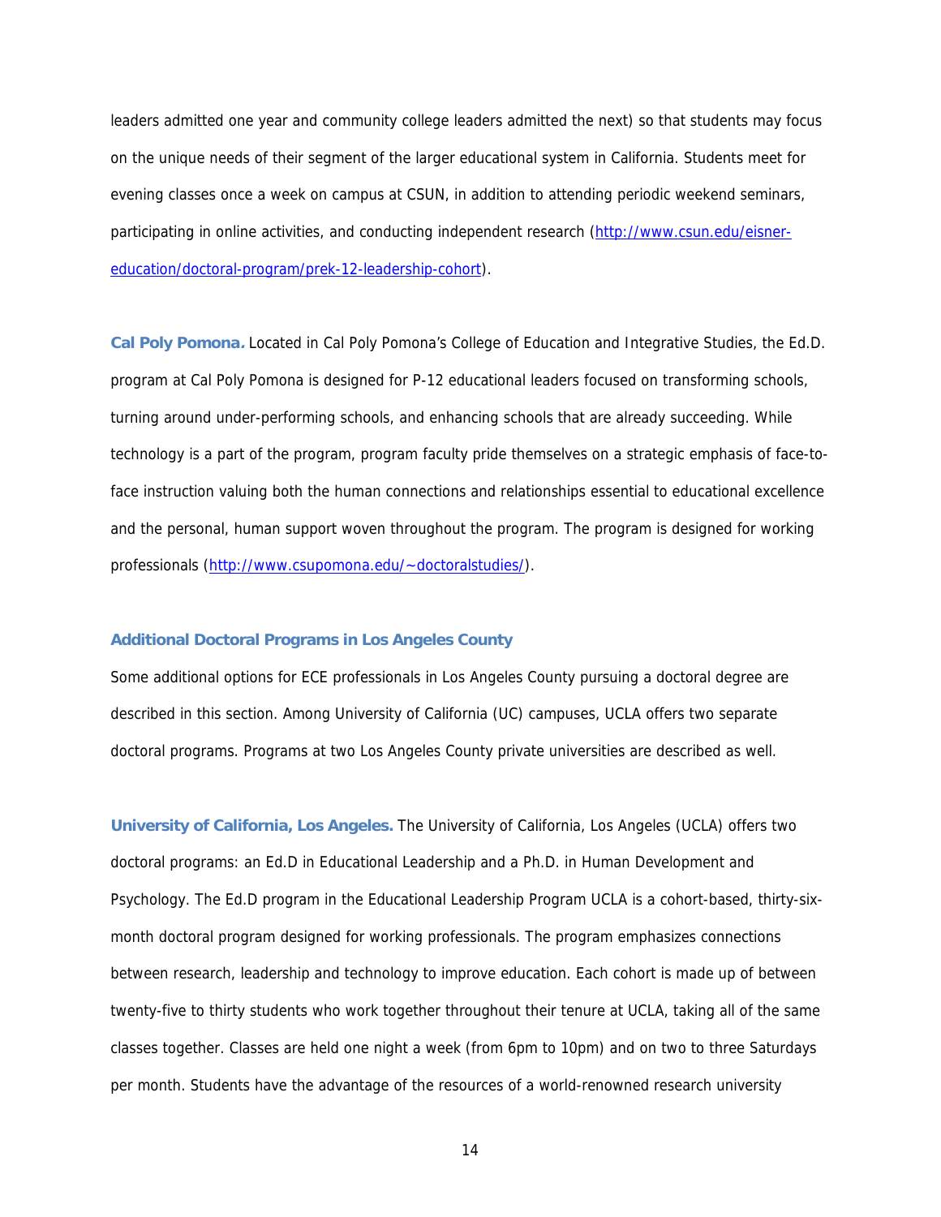leaders admitted one year and community college leaders admitted the next) so that students may focus on the unique needs of their segment of the larger educational system in California. Students meet for evening classes once a week on campus at CSUN, in addition to attending periodic weekend seminars, participating in online activities, and conducting independent research (http://www.csun.edu/eisner-education/doctoral-program/prek-12-leadership-cohort).

**Cal Poly Pomona.** Located in Cal Poly Pomona's College of Education and Integrative Studies, the Ed.D. program at Cal Poly Pomona is designed for P-12 educational leaders focused on transforming schools, turning around under-performing schools, and enhancing schools that are already succeeding. While technology is a part of the program, program faculty pride themselves on a strategic emphasis of face-to-face instruction valuing both the human connections and relationships essential to educational excellence and the personal, human support woven throughout the program. The program is designed for working professionals (http://www.csupomona.edu/~doctoralstudies/).

### Additional Doctoral Programs in Los Angeles County

Some additional options for ECE professionals in Los Angeles County pursuing a doctoral degree are described in this section. Among University of California (UC) campuses, UCLA offers two separate doctoral programs. Programs at two Los Angeles County private universities are described as well.

**University of California, Los Angeles.** The University of California, Los Angeles (UCLA) offers two doctoral programs: an Ed.D in Educational Leadership and a Ph.D. in Human Development and Psychology. The Ed.D program in the Educational Leadership Program UCLA is a cohort-based, thirty-six-month doctoral program designed for working professionals. The program emphasizes connections between research, leadership and technology to improve education. Each cohort is made up of between twenty-five to thirty students who work together throughout their tenure at UCLA, taking all of the same classes together. Classes are held one night a week (from 6pm to 10pm) and on two to three Saturdays per month. Students have the advantage of the resources of a world-renowned research university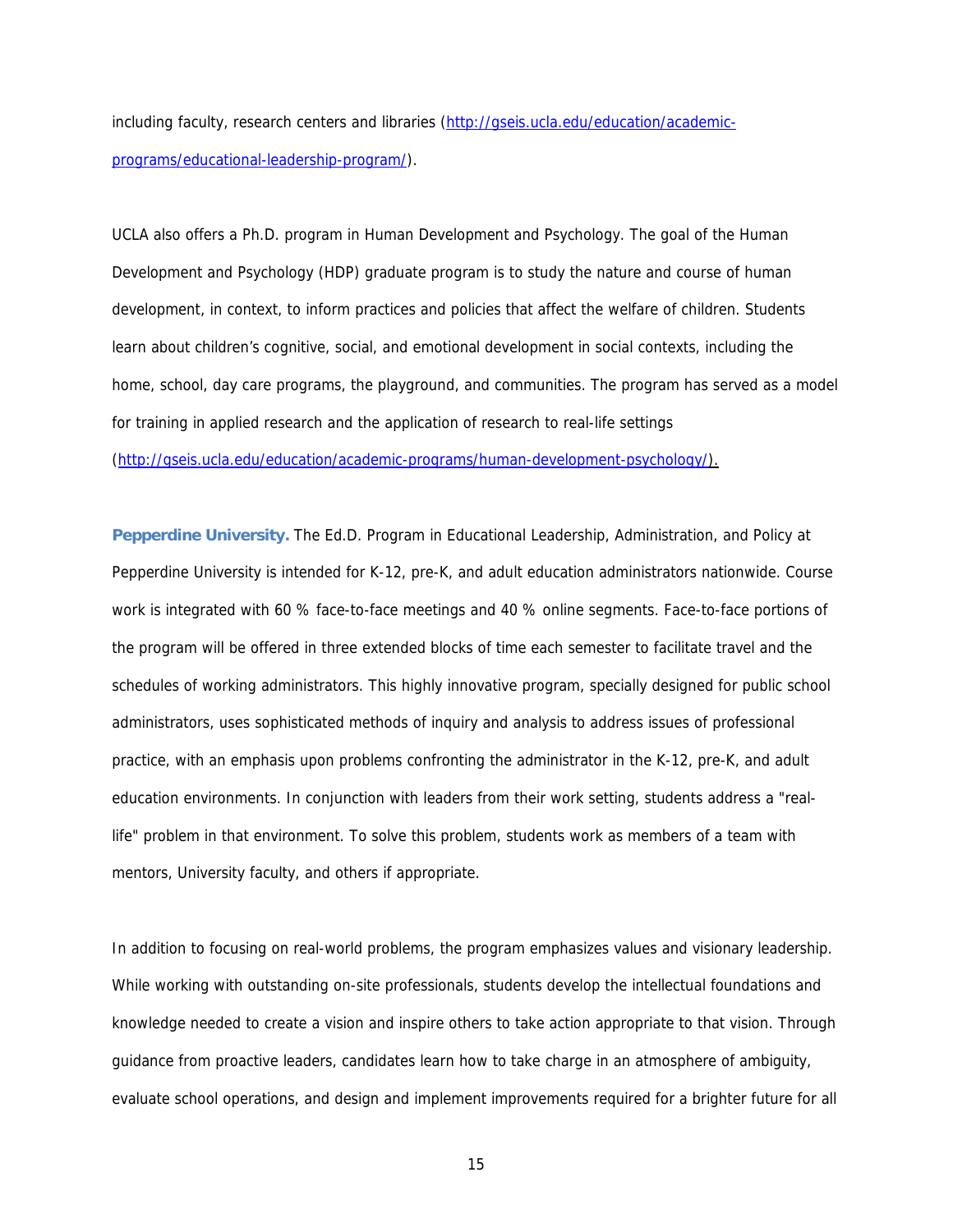including faculty, research centers and libraries (http://gseis.ucla.edu/education/academic-programs/educational-leadership-program/).

UCLA also offers a Ph.D. program in Human Development and Psychology. The goal of the Human Development and Psychology (HDP) graduate program is to study the nature and course of human development, in context, to inform practices and policies that affect the welfare of children. Students learn about children's cognitive, social, and emotional development in social contexts, including the home, school, day care programs, the playground, and communities. The program has served as a model for training in applied research and the application of research to real-life settings (http://gseis.ucla.edu/education/academic-programs/human-development-psychology/).

**Pepperdine University.** The Ed.D. Program in Educational Leadership, Administration, and Policy at Pepperdine University is intended for K-12, pre-K, and adult education administrators nationwide. Course work is integrated with 60 % face-to-face meetings and 40 % online segments. Face-to-face portions of the program will be offered in three extended blocks of time each semester to facilitate travel and the schedules of working administrators. This highly innovative program, specially designed for public school administrators, uses sophisticated methods of inquiry and analysis to address issues of professional practice, with an emphasis upon problems confronting the administrator in the K-12, pre-K, and adult education environments. In conjunction with leaders from their work setting, students address a "real-life" problem in that environment. To solve this problem, students work as members of a team with mentors, University faculty, and others if appropriate.

In addition to focusing on real-world problems, the program emphasizes values and visionary leadership. While working with outstanding on-site professionals, students develop the intellectual foundations and knowledge needed to create a vision and inspire others to take action appropriate to that vision. Through guidance from proactive leaders, candidates learn how to take charge in an atmosphere of ambiguity, evaluate school operations, and design and implement improvements required for a brighter future for all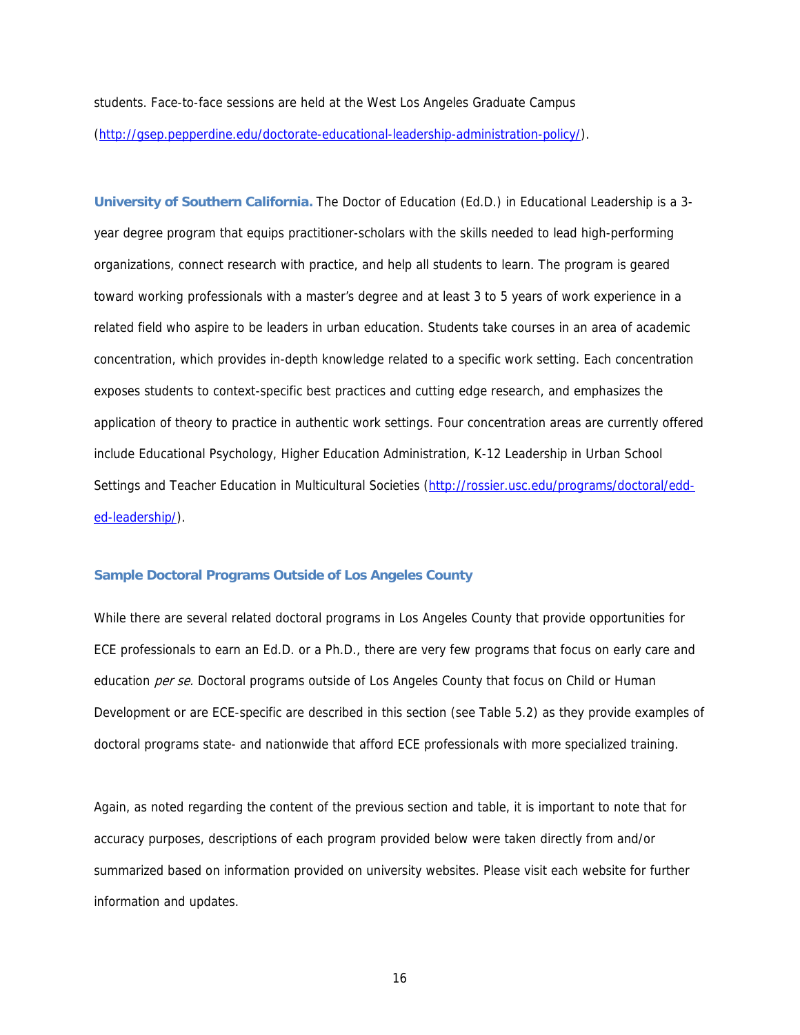students. Face-to-face sessions are held at the West Los Angeles Graduate Campus (http://gsep.pepperdine.edu/doctorate-educational-leadership-administration-policy/).

**University of Southern California.** The Doctor of Education (Ed.D.) in Educational Leadership is a 3-year degree program that equips practitioner-scholars with the skills needed to lead high-performing organizations, connect research with practice, and help all students to learn. The program is geared toward working professionals with a master's degree and at least 3 to 5 years of work experience in a related field who aspire to be leaders in urban education. Students take courses in an area of academic concentration, which provides in-depth knowledge related to a specific work setting. Each concentration exposes students to context-specific best practices and cutting edge research, and emphasizes the application of theory to practice in authentic work settings. Four concentration areas are currently offered include Educational Psychology, Higher Education Administration, K-12 Leadership in Urban School Settings and Teacher Education in Multicultural Societies (http://rossier.usc.edu/programs/doctoral/edd-ed-leadership/).

### Sample Doctoral Programs Outside of Los Angeles County

While there are several related doctoral programs in Los Angeles County that provide opportunities for ECE professionals to earn an Ed.D. or a Ph.D., there are very few programs that focus on early care and education *per se.* Doctoral programs outside of Los Angeles County that focus on Child or Human Development or are ECE-specific are described in this section (see Table 5.2) as they provide examples of doctoral programs state- and nationwide that afford ECE professionals with more specialized training.

Again, as noted regarding the content of the previous section and table, it is important to note that for accuracy purposes, descriptions of each program provided below were taken directly from and/or summarized based on information provided on university websites. Please visit each website for further information and updates.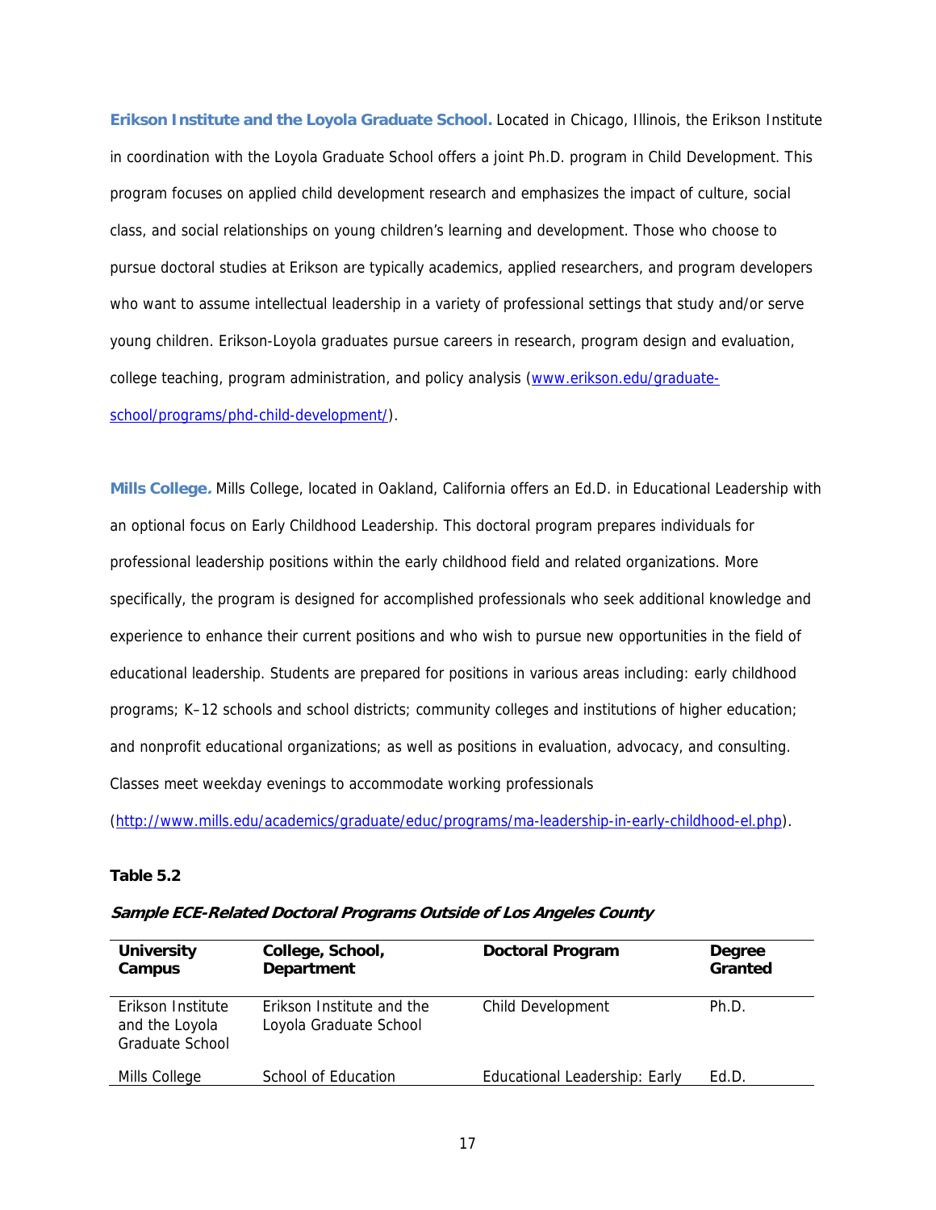**Erikson Institute and the Loyola Graduate School.** Located in Chicago, Illinois, the Erikson Institute in coordination with the Loyola Graduate School offers a joint Ph.D. program in Child Development. This program focuses on applied child development research and emphasizes the impact of culture, social class, and social relationships on young children's learning and development. Those who choose to pursue doctoral studies at Erikson are typically academics, applied researchers, and program developers who want to assume intellectual leadership in a variety of professional settings that study and/or serve young children. Erikson-Loyola graduates pursue careers in research, program design and evaluation, college teaching, program administration, and policy analysis (www.erikson.edu/graduate-school/programs/phd-child-development/).

**Mills College.** Mills College, located in Oakland, California offers an Ed.D. in Educational Leadership with an optional focus on Early Childhood Leadership. This doctoral program prepares individuals for professional leadership positions within the early childhood field and related organizations. More specifically, the program is designed for accomplished professionals who seek additional knowledge and experience to enhance their current positions and who wish to pursue new opportunities in the field of educational leadership. Students are prepared for positions in various areas including: early childhood programs; K–12 schools and school districts; community colleges and institutions of higher education; and nonprofit educational organizations; as well as positions in evaluation, advocacy, and consulting. Classes meet weekday evenings to accommodate working professionals (http://www.mills.edu/academics/graduate/educ/programs/ma-leadership-in-early-childhood-el.php).

**Table 5.2**

***Sample ECE-Related Doctoral Programs Outside of Los Angeles County***

| University Campus | College, School, Department | Doctoral Program | Degree Granted |
|---|---|---|---|
| Erikson Institute and the Loyola Graduate School | Erikson Institute and the Loyola Graduate School | Child Development | Ph.D. |
| Mills College | School of Education | Educational Leadership: Early | Ed.D. |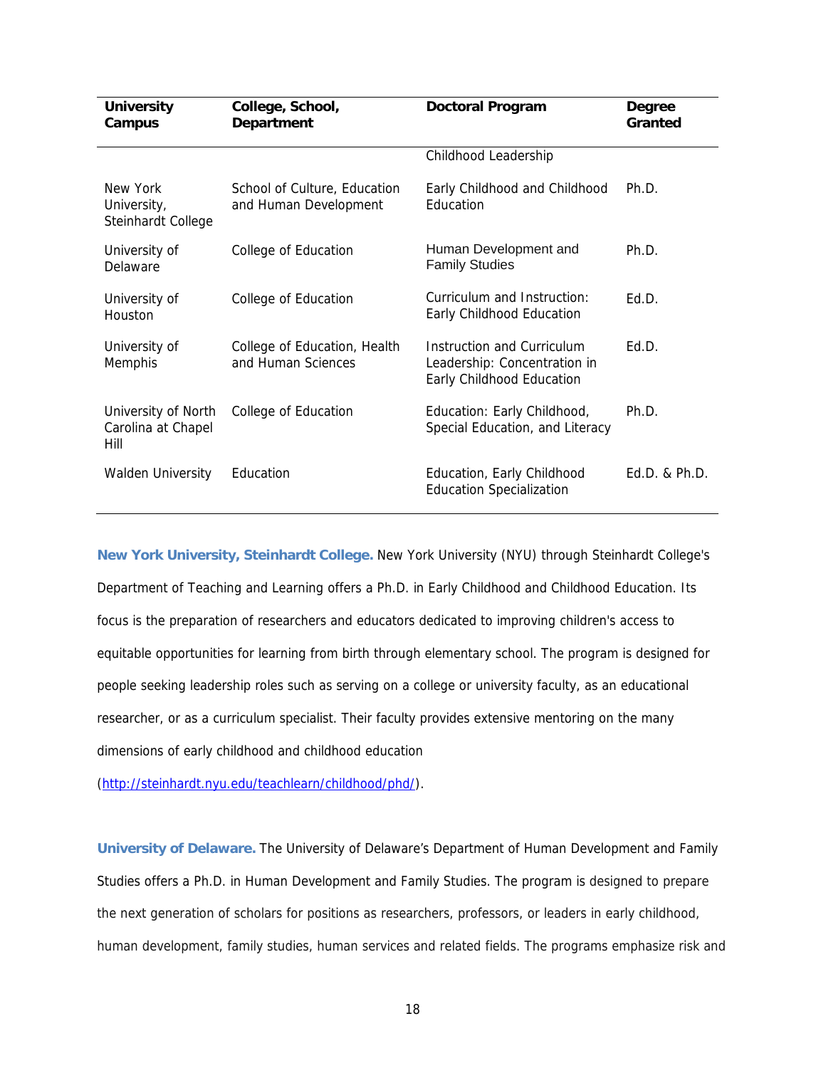| University Campus | College, School, Department | Doctoral Program | Degree Granted |
|---|---|---|---|
| | | Childhood Leadership | |
| New York University, Steinhardt College | School of Culture, Education and Human Development | Early Childhood and Childhood Education | Ph.D. |
| University of Delaware | College of Education | Human Development and Family Studies | Ph.D. |
| University of Houston | College of Education | Curriculum and Instruction: Early Childhood Education | Ed.D. |
| University of Memphis | College of Education, Health and Human Sciences | Instruction and Curriculum Leadership: Concentration in Early Childhood Education | Ed.D. |
| University of North Carolina at Chapel Hill | College of Education | Education: Early Childhood, Special Education, and Literacy | Ph.D. |
| Walden University | Education | Education, Early Childhood Education Specialization | Ed.D. & Ph.D. |

**New York University, Steinhardt College.** New York University (NYU) through Steinhardt College's Department of Teaching and Learning offers a Ph.D. in Early Childhood and Childhood Education. Its focus is the preparation of researchers and educators dedicated to improving children's access to equitable opportunities for learning from birth through elementary school. The program is designed for people seeking leadership roles such as serving on a college or university faculty, as an educational researcher, or as a curriculum specialist. Their faculty provides extensive mentoring on the many dimensions of early childhood and childhood education (http://steinhardt.nyu.edu/teachlearn/childhood/phd/).

**University of Delaware.** The University of Delaware's Department of Human Development and Family Studies offers a Ph.D. in Human Development and Family Studies. The program is designed to prepare the next generation of scholars for positions as researchers, professors, or leaders in early childhood, human development, family studies, human services and related fields. The programs emphasize risk and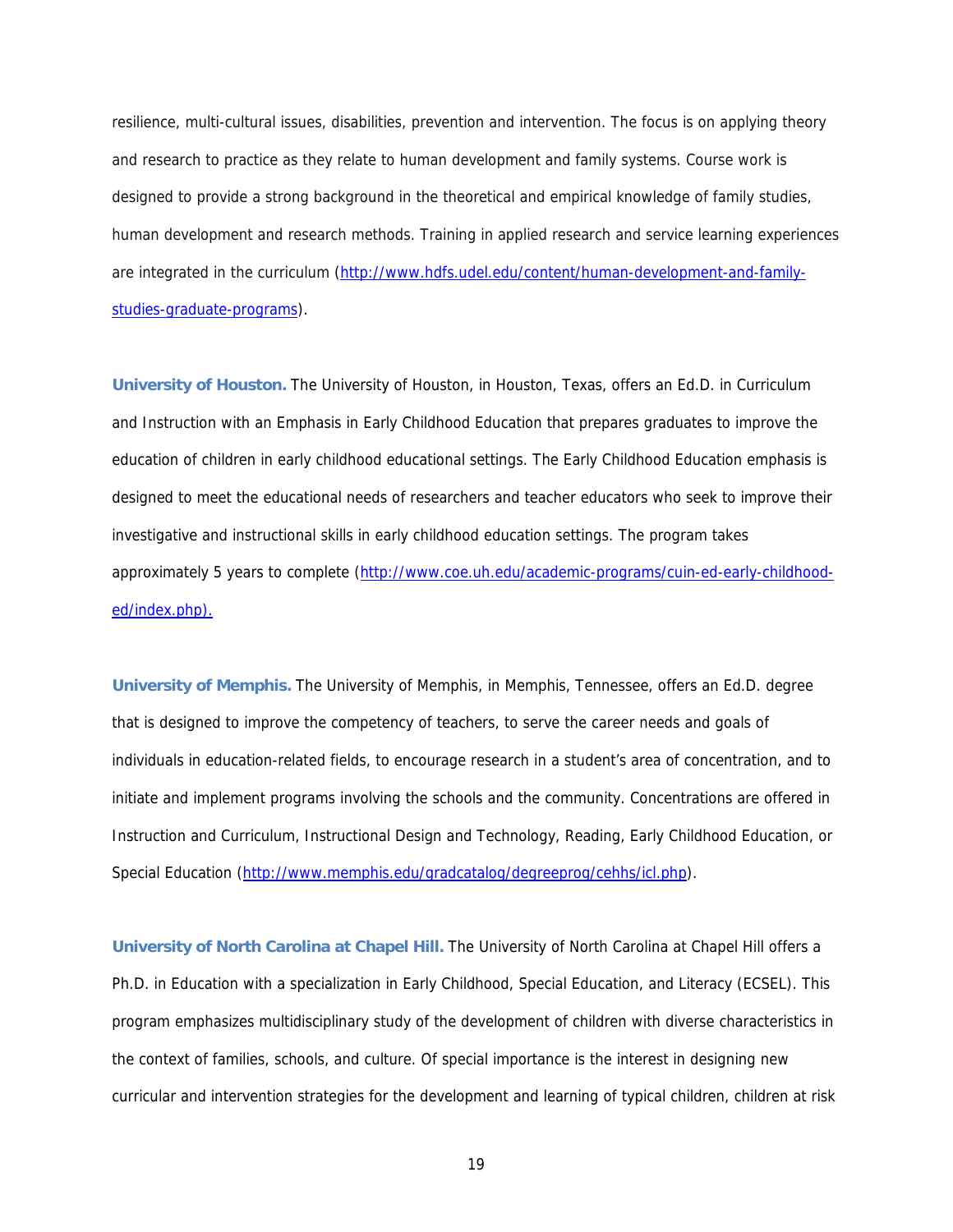resilience, multi-cultural issues, disabilities, prevention and intervention. The focus is on applying theory and research to practice as they relate to human development and family systems. Course work is designed to provide a strong background in the theoretical and empirical knowledge of family studies, human development and research methods. Training in applied research and service learning experiences are integrated in the curriculum (http://www.hdfs.udel.edu/content/human-development-and-family-studies-graduate-programs).

**University of Houston.** The University of Houston, in Houston, Texas, offers an Ed.D. in Curriculum and Instruction with an Emphasis in Early Childhood Education that prepares graduates to improve the education of children in early childhood educational settings. The Early Childhood Education emphasis is designed to meet the educational needs of researchers and teacher educators who seek to improve their investigative and instructional skills in early childhood education settings. The program takes approximately 5 years to complete (http://www.coe.uh.edu/academic-programs/cuin-ed-early-childhood-ed/index.php).

**University of Memphis.** The University of Memphis, in Memphis, Tennessee, offers an Ed.D. degree that is designed to improve the competency of teachers, to serve the career needs and goals of individuals in education-related fields, to encourage research in a student's area of concentration, and to initiate and implement programs involving the schools and the community. Concentrations are offered in Instruction and Curriculum, Instructional Design and Technology, Reading, Early Childhood Education, or Special Education (http://www.memphis.edu/gradcatalog/degreeprog/cehhs/icl.php).

**University of North Carolina at Chapel Hill.** The University of North Carolina at Chapel Hill offers a Ph.D. in Education with a specialization in Early Childhood, Special Education, and Literacy (ECSEL). This program emphasizes multidisciplinary study of the development of children with diverse characteristics in the context of families, schools, and culture. Of special importance is the interest in designing new curricular and intervention strategies for the development and learning of typical children, children at risk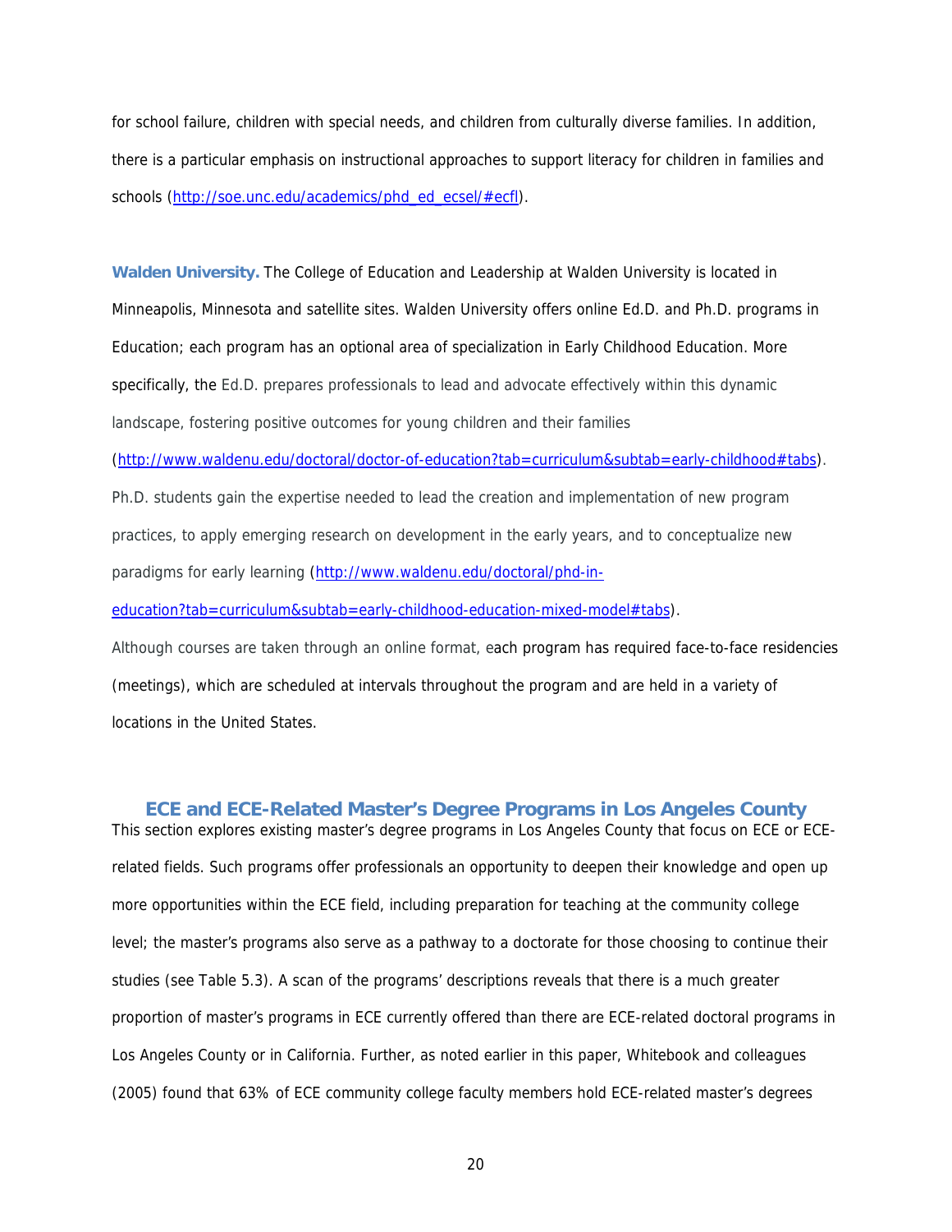for school failure, children with special needs, and children from culturally diverse families. In addition, there is a particular emphasis on instructional approaches to support literacy for children in families and schools (http://soe.unc.edu/academics/phd_ed_ecsel/#ecfl).

**Walden University.** The College of Education and Leadership at Walden University is located in Minneapolis, Minnesota and satellite sites. Walden University offers online Ed.D. and Ph.D. programs in Education; each program has an optional area of specialization in Early Childhood Education. More specifically, the Ed.D. prepares professionals to lead and advocate effectively within this dynamic landscape, fostering positive outcomes for young children and their families (http://www.waldenu.edu/doctoral/doctor-of-education?tab=curriculum&subtab=early-childhood#tabs). Ph.D. students gain the expertise needed to lead the creation and implementation of new program practices, to apply emerging research on development in the early years, and to conceptualize new paradigms for early learning (http://www.waldenu.edu/doctoral/phd-in-education?tab=curriculum&subtab=early-childhood-education-mixed-model#tabs). Although courses are taken through an online format, each program has required face-to-face residencies (meetings), which are scheduled at intervals throughout the program and are held in a variety of locations in the United States.

## ECE and ECE-Related Master's Degree Programs in Los Angeles County

This section explores existing master's degree programs in Los Angeles County that focus on ECE or ECE-related fields. Such programs offer professionals an opportunity to deepen their knowledge and open up more opportunities within the ECE field, including preparation for teaching at the community college level; the master's programs also serve as a pathway to a doctorate for those choosing to continue their studies (see Table 5.3). A scan of the programs' descriptions reveals that there is a much greater proportion of master's programs in ECE currently offered than there are ECE-related doctoral programs in Los Angeles County or in California. Further, as noted earlier in this paper, Whitebook and colleagues (2005) found that 63% of ECE community college faculty members hold ECE-related master's degrees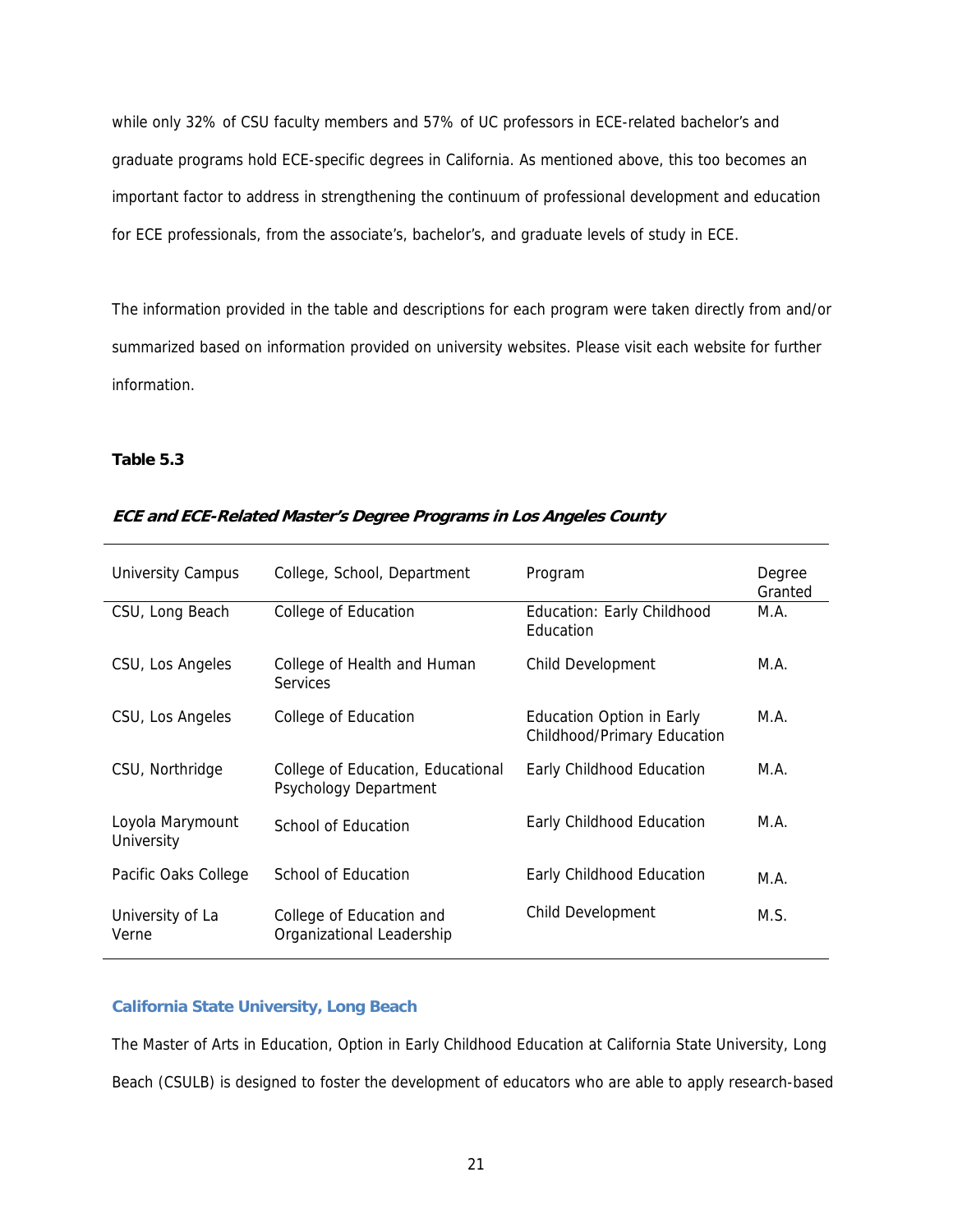while only 32% of CSU faculty members and 57% of UC professors in ECE-related bachelor's and graduate programs hold ECE-specific degrees in California. As mentioned above, this too becomes an important factor to address in strengthening the continuum of professional development and education for ECE professionals, from the associate's, bachelor's, and graduate levels of study in ECE.

The information provided in the table and descriptions for each program were taken directly from and/or summarized based on information provided on university websites. Please visit each website for further information.

**Table 5.3**

***ECE and ECE-Related Master's Degree Programs in Los Angeles County***

| University Campus | College, School, Department | Program | Degree Granted |
|---|---|---|---|
| CSU, Long Beach | College of Education | Education: Early Childhood Education | M.A. |
| CSU, Los Angeles | College of Health and Human Services | Child Development | M.A. |
| CSU, Los Angeles | College of Education | Education Option in Early Childhood/Primary Education | M.A. |
| CSU, Northridge | College of Education, Educational Psychology Department | Early Childhood Education | M.A. |
| Loyola Marymount University | School of Education | Early Childhood Education | M.A. |
| Pacific Oaks College | School of Education | Early Childhood Education | M.A. |
| University of La Verne | College of Education and Organizational Leadership | Child Development | M.S. |

### California State University, Long Beach

The Master of Arts in Education, Option in Early Childhood Education at California State University, Long Beach (CSULB) is designed to foster the development of educators who are able to apply research-based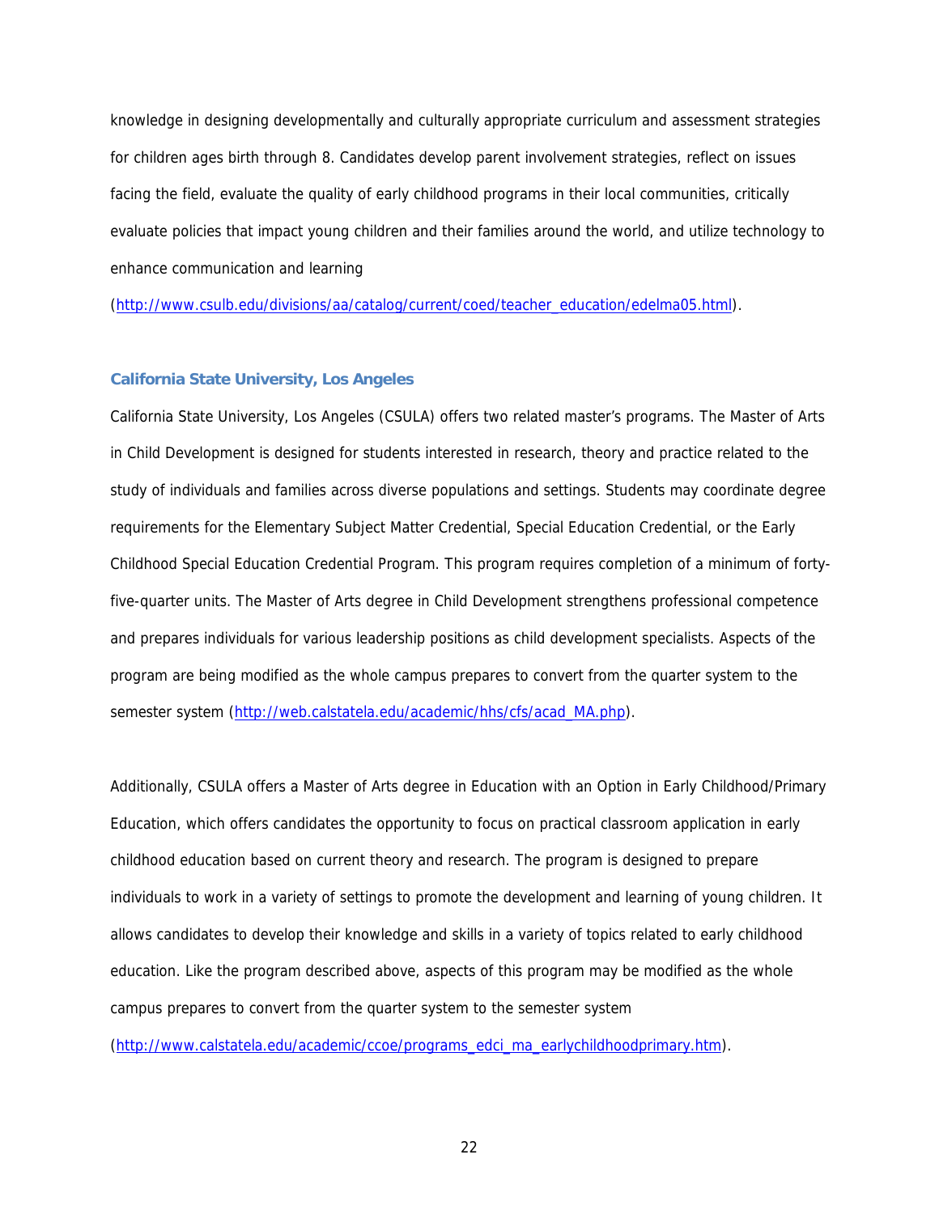knowledge in designing developmentally and culturally appropriate curriculum and assessment strategies for children ages birth through 8. Candidates develop parent involvement strategies, reflect on issues facing the field, evaluate the quality of early childhood programs in their local communities, critically evaluate policies that impact young children and their families around the world, and utilize technology to enhance communication and learning (http://www.csulb.edu/divisions/aa/catalog/current/coed/teacher_education/edelma05.html).

### California State University, Los Angeles

California State University, Los Angeles (CSULA) offers two related master's programs. The Master of Arts in Child Development is designed for students interested in research, theory and practice related to the study of individuals and families across diverse populations and settings. Students may coordinate degree requirements for the Elementary Subject Matter Credential, Special Education Credential, or the Early Childhood Special Education Credential Program. This program requires completion of a minimum of forty-five-quarter units. The Master of Arts degree in Child Development strengthens professional competence and prepares individuals for various leadership positions as child development specialists. Aspects of the program are being modified as the whole campus prepares to convert from the quarter system to the semester system (http://web.calstatela.edu/academic/hhs/cfs/acad_MA.php).

Additionally, CSULA offers a Master of Arts degree in Education with an Option in Early Childhood/Primary Education, which offers candidates the opportunity to focus on practical classroom application in early childhood education based on current theory and research. The program is designed to prepare individuals to work in a variety of settings to promote the development and learning of young children. It allows candidates to develop their knowledge and skills in a variety of topics related to early childhood education. Like the program described above, aspects of this program may be modified as the whole campus prepares to convert from the quarter system to the semester system (http://www.calstatela.edu/academic/ccoe/programs_edci_ma_earlychildhoodprimary.htm).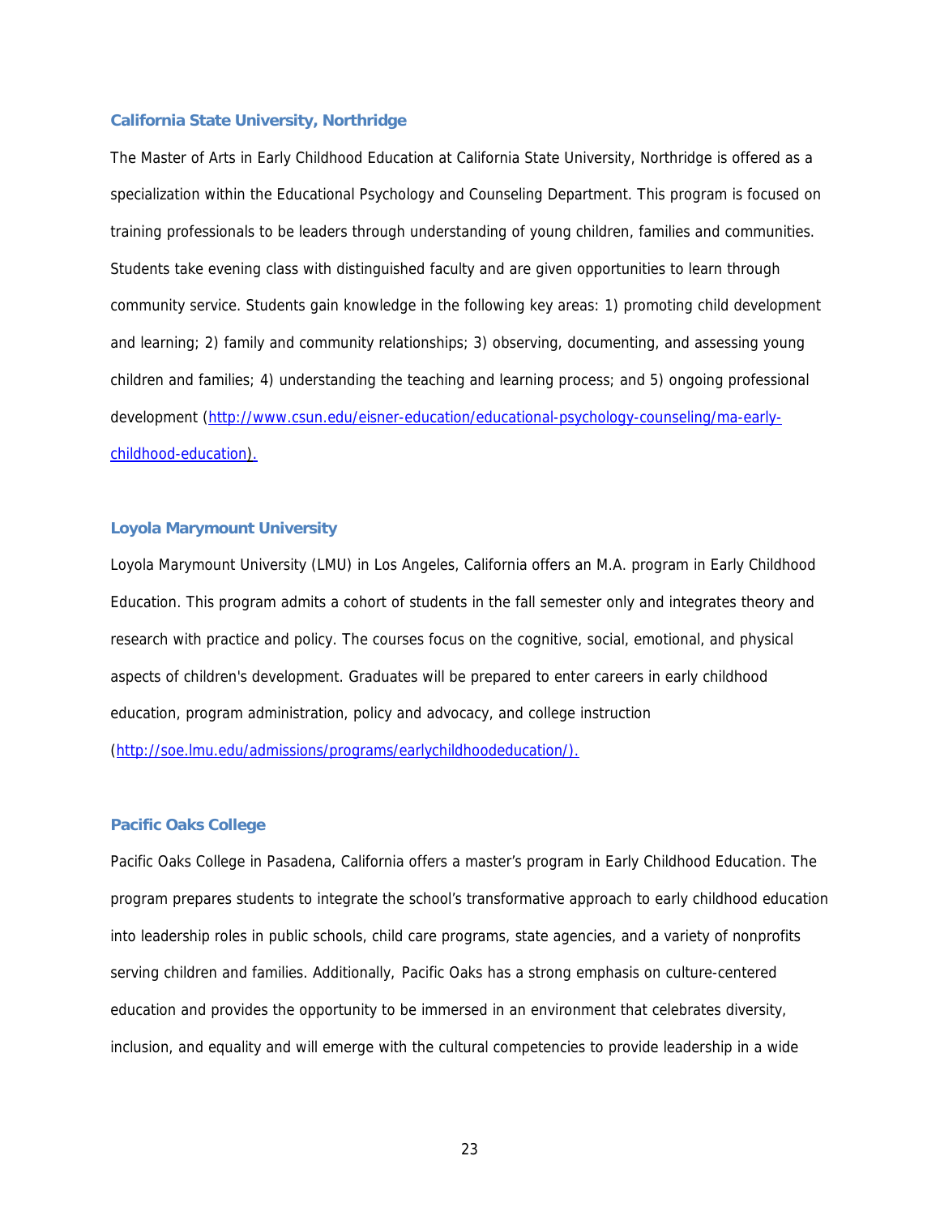### California State University, Northridge

The Master of Arts in Early Childhood Education at California State University, Northridge is offered as a specialization within the Educational Psychology and Counseling Department. This program is focused on training professionals to be leaders through understanding of young children, families and communities. Students take evening class with distinguished faculty and are given opportunities to learn through community service. Students gain knowledge in the following key areas: 1) promoting child development and learning; 2) family and community relationships; 3) observing, documenting, and assessing young children and families; 4) understanding the teaching and learning process; and 5) ongoing professional development (http://www.csun.edu/eisner-education/educational-psychology-counseling/ma-early-childhood-education).

### Loyola Marymount University

Loyola Marymount University (LMU) in Los Angeles, California offers an M.A. program in Early Childhood Education. This program admits a cohort of students in the fall semester only and integrates theory and research with practice and policy. The courses focus on the cognitive, social, emotional, and physical aspects of children's development. Graduates will be prepared to enter careers in early childhood education, program administration, policy and advocacy, and college instruction (http://soe.lmu.edu/admissions/programs/earlychildhoodeducation/).

### Pacific Oaks College

Pacific Oaks College in Pasadena, California offers a master's program in Early Childhood Education. The program prepares students to integrate the school's transformative approach to early childhood education into leadership roles in public schools, child care programs, state agencies, and a variety of nonprofits serving children and families. Additionally, Pacific Oaks has a strong emphasis on culture-centered education and provides the opportunity to be immersed in an environment that celebrates diversity, inclusion, and equality and will emerge with the cultural competencies to provide leadership in a wide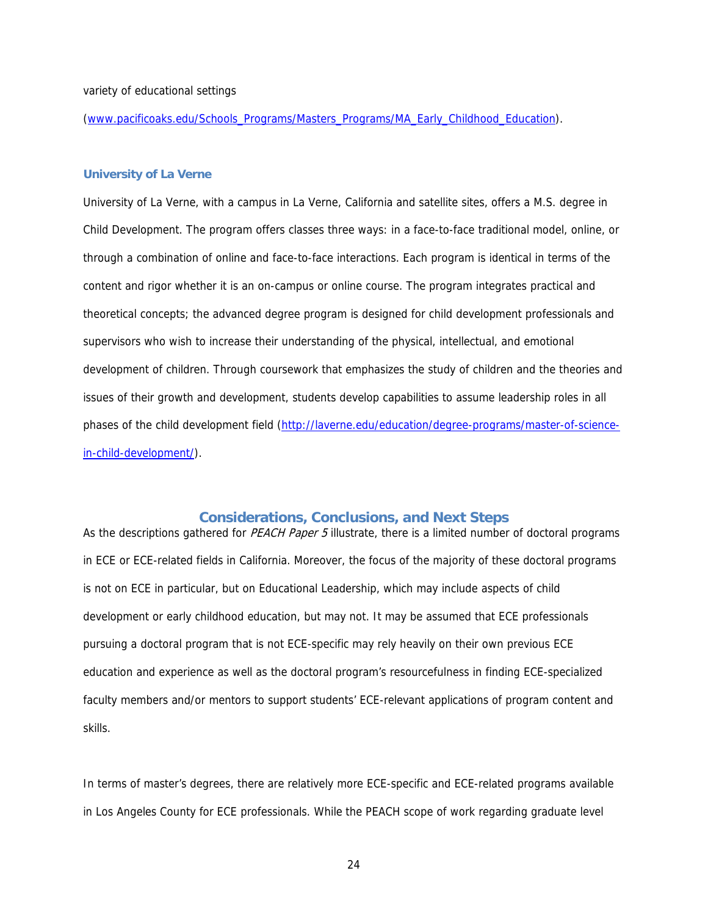variety of educational settings

(www.pacificoaks.edu/Schools_Programs/Masters_Programs/MA_Early_Childhood_Education).

### University of La Verne

University of La Verne, with a campus in La Verne, California and satellite sites, offers a M.S. degree in Child Development. The program offers classes three ways: in a face-to-face traditional model, online, or through a combination of online and face-to-face interactions. Each program is identical in terms of the content and rigor whether it is an on-campus or online course. The program integrates practical and theoretical concepts; the advanced degree program is designed for child development professionals and supervisors who wish to increase their understanding of the physical, intellectual, and emotional development of children. Through coursework that emphasizes the study of children and the theories and issues of their growth and development, students develop capabilities to assume leadership roles in all phases of the child development field (http://laverne.edu/education/degree-programs/master-of-science-in-child-development/).

## Considerations, Conclusions, and Next Steps

As the descriptions gathered for *PEACH Paper 5* illustrate, there is a limited number of doctoral programs in ECE or ECE-related fields in California. Moreover, the focus of the majority of these doctoral programs is not on ECE in particular, but on Educational Leadership, which may include aspects of child development or early childhood education, but may not. It may be assumed that ECE professionals pursuing a doctoral program that is not ECE-specific may rely heavily on their own previous ECE education and experience as well as the doctoral program's resourcefulness in finding ECE-specialized faculty members and/or mentors to support students' ECE-relevant applications of program content and skills.

In terms of master's degrees, there are relatively more ECE-specific and ECE-related programs available in Los Angeles County for ECE professionals. While the PEACH scope of work regarding graduate level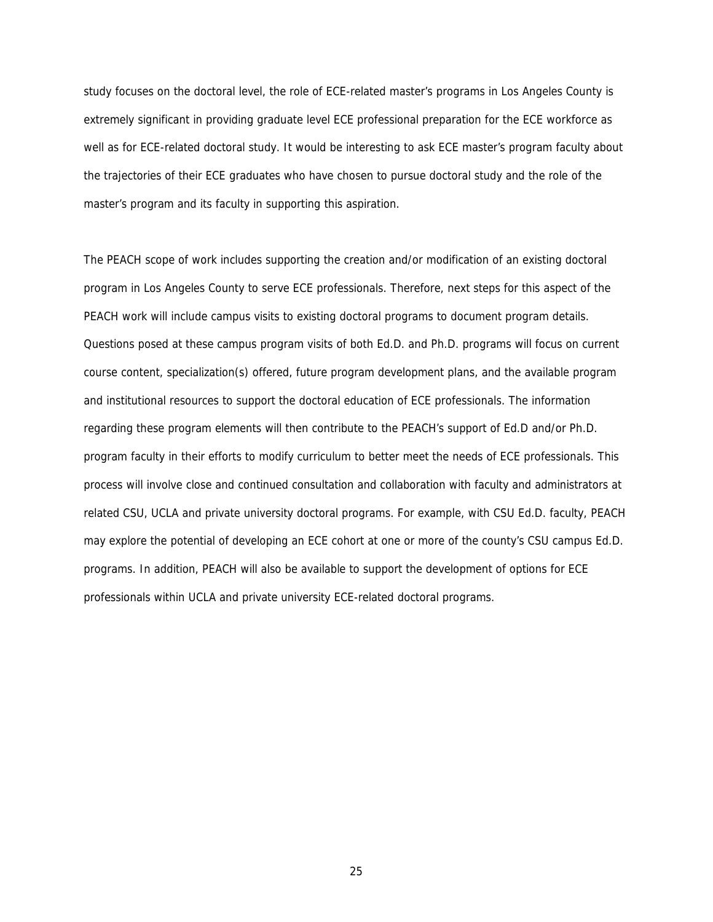study focuses on the doctoral level, the role of ECE-related master's programs in Los Angeles County is extremely significant in providing graduate level ECE professional preparation for the ECE workforce as well as for ECE-related doctoral study. It would be interesting to ask ECE master's program faculty about the trajectories of their ECE graduates who have chosen to pursue doctoral study and the role of the master's program and its faculty in supporting this aspiration.

The PEACH scope of work includes supporting the creation and/or modification of an existing doctoral program in Los Angeles County to serve ECE professionals. Therefore, next steps for this aspect of the PEACH work will include campus visits to existing doctoral programs to document program details. Questions posed at these campus program visits of both Ed.D. and Ph.D. programs will focus on current course content, specialization(s) offered, future program development plans, and the available program and institutional resources to support the doctoral education of ECE professionals. The information regarding these program elements will then contribute to the PEACH's support of Ed.D and/or Ph.D. program faculty in their efforts to modify curriculum to better meet the needs of ECE professionals. This process will involve close and continued consultation and collaboration with faculty and administrators at related CSU, UCLA and private university doctoral programs. For example, with CSU Ed.D. faculty, PEACH may explore the potential of developing an ECE cohort at one or more of the county's CSU campus Ed.D. programs. In addition, PEACH will also be available to support the development of options for ECE professionals within UCLA and private university ECE-related doctoral programs.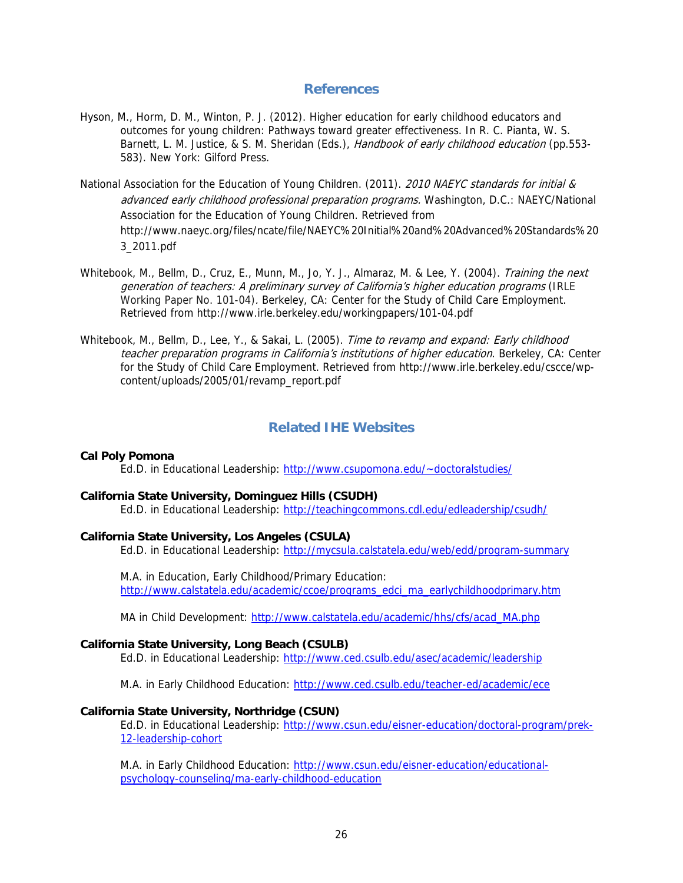## References

Hyson, M., Horm, D. M., Winton, P. J. (2012). Higher education for early childhood educators and outcomes for young children: Pathways toward greater effectiveness. In R. C. Pianta, W. S. Barnett, L. M. Justice, & S. M. Sheridan (Eds.), *Handbook of early childhood education* (pp.553-583). New York: Gilford Press.

National Association for the Education of Young Children. (2011). *2010 NAEYC standards for initial & advanced early childhood professional preparation programs.* Washington, D.C.: NAEYC/National Association for the Education of Young Children. Retrieved from http://www.naeyc.org/files/ncate/file/NAEYC%20Initial%20and%20Advanced%20Standards%203_2011.pdf

Whitebook, M., Bellm, D., Cruz, E., Munn, M., Jo, Y. J., Almaraz, M. & Lee, Y. (2004). *Training the next generation of teachers: A preliminary survey of California's higher education programs* (IRLE Working Paper No. 101-04). Berkeley, CA: Center for the Study of Child Care Employment. Retrieved from http://www.irle.berkeley.edu/workingpapers/101-04.pdf

Whitebook, M., Bellm, D., Lee, Y., & Sakai, L. (2005). *Time to revamp and expand: Early childhood teacher preparation programs in California's institutions of higher education*. Berkeley, CA: Center for the Study of Child Care Employment. Retrieved from http://www.irle.berkeley.edu/cscce/wp-content/uploads/2005/01/revamp_report.pdf

## Related IHE Websites

**Cal Poly Pomona**

Ed.D. in Educational Leadership: http://www.csupomona.edu/~doctoralstudies/

**California State University, Dominguez Hills (CSUDH)**

Ed.D. in Educational Leadership: http://teachingcommons.cdl.edu/edleadership/csudh/

**California State University, Los Angeles (CSULA)**

Ed.D. in Educational Leadership: http://mycsula.calstatela.edu/web/edd/program-summary

M.A. in Education, Early Childhood/Primary Education: http://www.calstatela.edu/academic/ccoe/programs_edci_ma_earlychildhoodprimary.htm

MA in Child Development: http://www.calstatela.edu/academic/hhs/cfs/acad_MA.php

**California State University, Long Beach (CSULB)**

Ed.D. in Educational Leadership: http://www.ced.csulb.edu/asec/academic/leadership

M.A. in Early Childhood Education: http://www.ced.csulb.edu/teacher-ed/academic/ece

**California State University, Northridge (CSUN)**

Ed.D. in Educational Leadership: http://www.csun.edu/eisner-education/doctoral-program/prek-12-leadership-cohort

M.A. in Early Childhood Education: http://www.csun.edu/eisner-education/educational-psychology-counseling/ma-early-childhood-education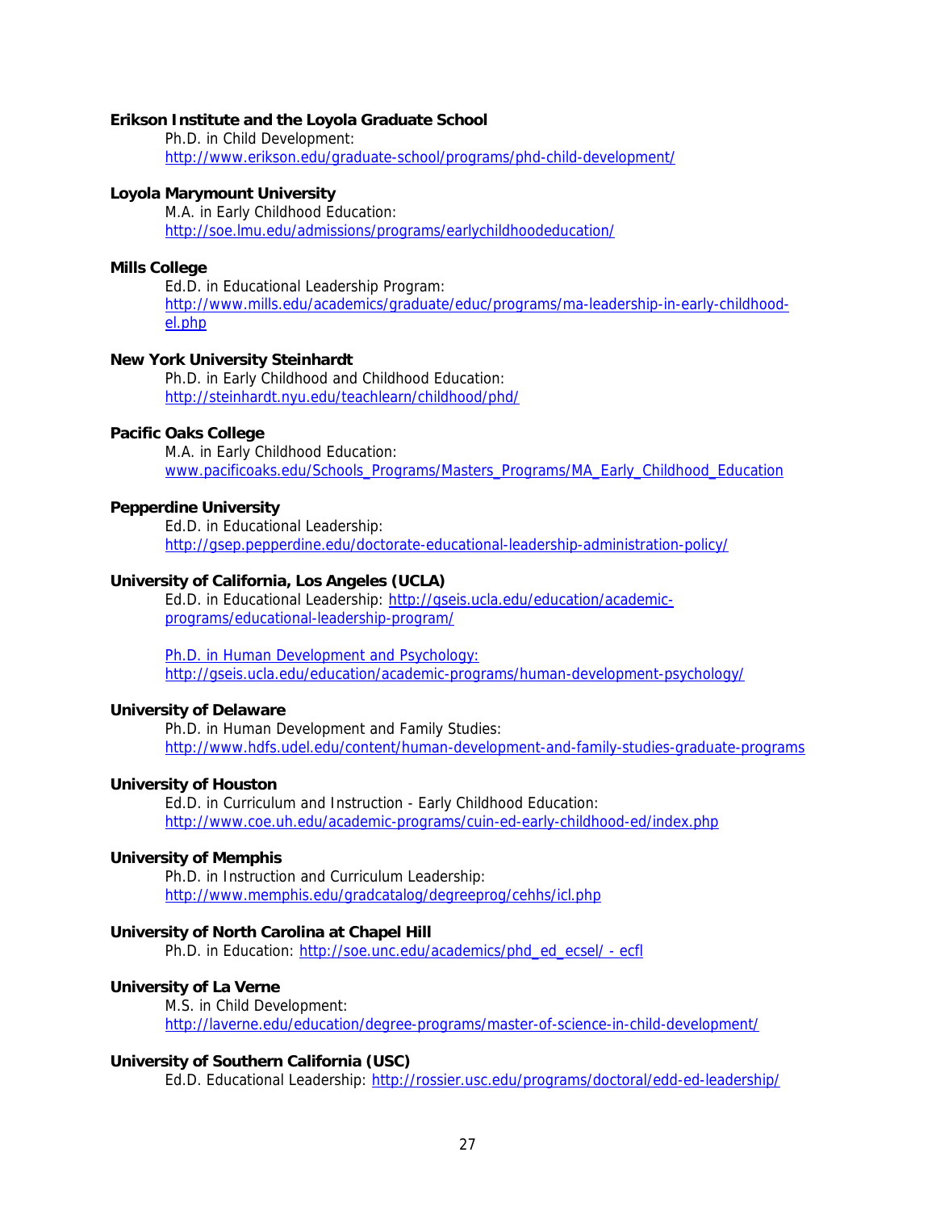**Erikson Institute and the Loyola Graduate School**

Ph.D. in Child Development:
http://www.erikson.edu/graduate-school/programs/phd-child-development/

**Loyola Marymount University**

M.A. in Early Childhood Education:
http://soe.lmu.edu/admissions/programs/earlychildhoodeducation/

**Mills College**

Ed.D. in Educational Leadership Program:
http://www.mills.edu/academics/graduate/educ/programs/ma-leadership-in-early-childhood-el.php

**New York University Steinhardt**

Ph.D. in Early Childhood and Childhood Education:
http://steinhardt.nyu.edu/teachlearn/childhood/phd/

**Pacific Oaks College**

M.A. in Early Childhood Education:
www.pacificoaks.edu/Schools_Programs/Masters_Programs/MA_Early_Childhood_Education

**Pepperdine University**

Ed.D. in Educational Leadership:
http://gsep.pepperdine.edu/doctorate-educational-leadership-administration-policy/

**University of California, Los Angeles (UCLA)**

Ed.D. in Educational Leadership: http://gseis.ucla.edu/education/academic-programs/educational-leadership-program/

Ph.D. in Human Development and Psychology:
http://gseis.ucla.edu/education/academic-programs/human-development-psychology/

**University of Delaware**

Ph.D. in Human Development and Family Studies:
http://www.hdfs.udel.edu/content/human-development-and-family-studies-graduate-programs

**University of Houston**

Ed.D. in Curriculum and Instruction - Early Childhood Education:
http://www.coe.uh.edu/academic-programs/cuin-ed-early-childhood-ed/index.php

**University of Memphis**

Ph.D. in Instruction and Curriculum Leadership:
http://www.memphis.edu/gradcatalog/degreeprog/cehhs/icl.php

**University of North Carolina at Chapel Hill**

Ph.D. in Education: http://soe.unc.edu/academics/phd_ed_ecsel/ - ecfl

**University of La Verne**

M.S. in Child Development:
http://laverne.edu/education/degree-programs/master-of-science-in-child-development/

**University of Southern California (USC)**

Ed.D. Educational Leadership: http://rossier.usc.edu/programs/doctoral/edd-ed-leadership/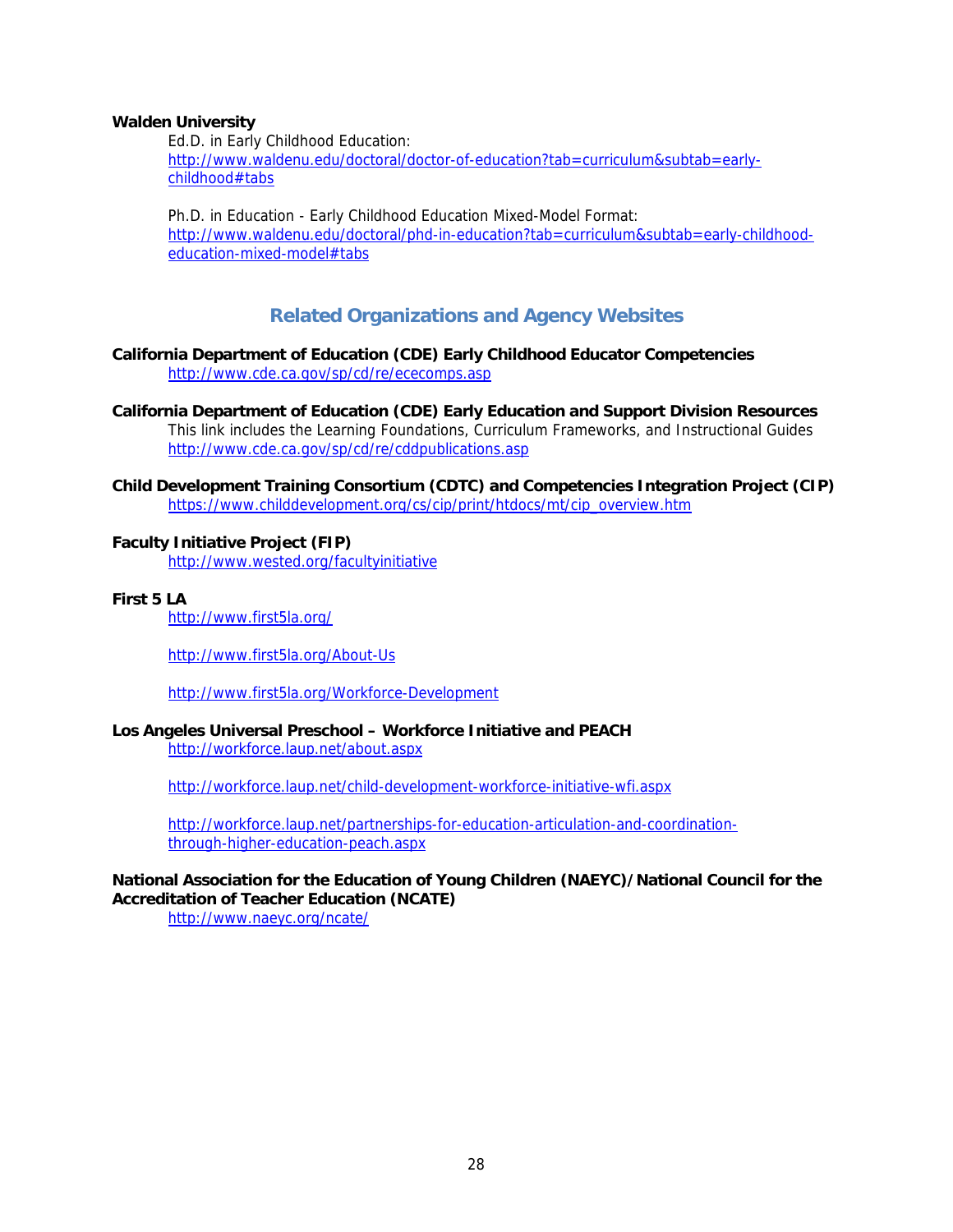**Walden University**

Ed.D. in Early Childhood Education:
http://www.waldenu.edu/doctoral/doctor-of-education?tab=curriculum&subtab=early-childhood#tabs

Ph.D. in Education - Early Childhood Education Mixed-Model Format:
http://www.waldenu.edu/doctoral/phd-in-education?tab=curriculum&subtab=early-childhood-education-mixed-model#tabs

## Related Organizations and Agency Websites

**California Department of Education (CDE) Early Childhood Educator Competencies**
http://www.cde.ca.gov/sp/cd/re/ececomps.asp

**California Department of Education (CDE) Early Education and Support Division Resources**
This link includes the Learning Foundations, Curriculum Frameworks, and Instructional Guides
http://www.cde.ca.gov/sp/cd/re/cddpublications.asp

**Child Development Training Consortium (CDTC) and Competencies Integration Project (CIP)**
https://www.childdevelopment.org/cs/cip/print/htdocs/mt/cip_overview.htm

**Faculty Initiative Project (FIP)**
http://www.wested.org/facultyinitiative

**First 5 LA**
http://www.first5la.org/

http://www.first5la.org/About-Us

http://www.first5la.org/Workforce-Development

**Los Angeles Universal Preschool – Workforce Initiative and PEACH**
http://workforce.laup.net/about.aspx

http://workforce.laup.net/child-development-workforce-initiative-wfi.aspx

http://workforce.laup.net/partnerships-for-education-articulation-and-coordination-through-higher-education-peach.aspx

**National Association for the Education of Young Children (NAEYC)/National Council for the Accreditation of Teacher Education (NCATE)**
http://www.naeyc.org/ncate/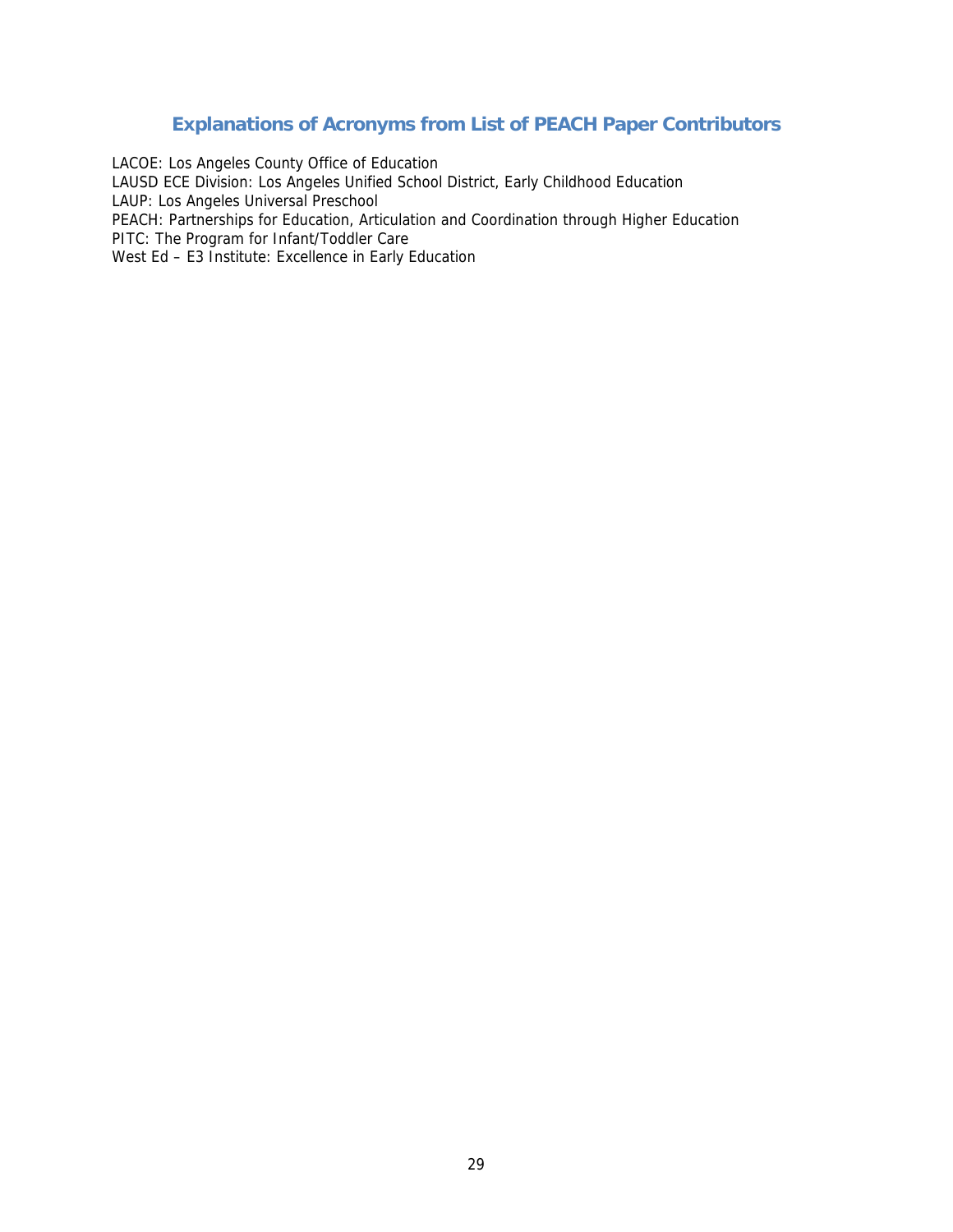## Explanations of Acronyms from List of PEACH Paper Contributors

LACOE: Los Angeles County Office of Education
LAUSD ECE Division: Los Angeles Unified School District, Early Childhood Education
LAUP: Los Angeles Universal Preschool
PEACH: Partnerships for Education, Articulation and Coordination through Higher Education
PITC: The Program for Infant/Toddler Care
West Ed – E3 Institute: Excellence in Early Education